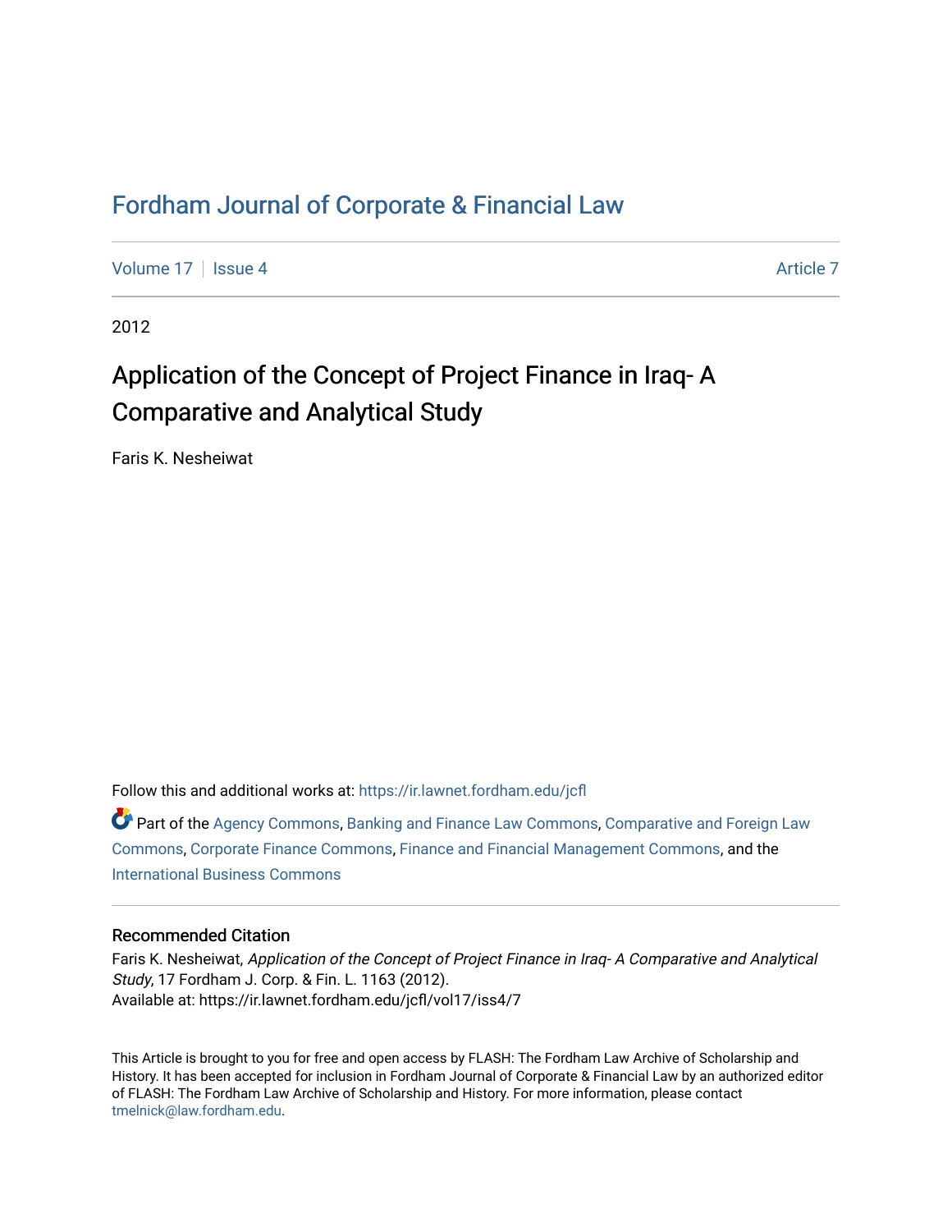# Fordham Journal of Corporate & Financial Law

Volume 17 | Issue 4 | Article 7

2012

## Application of the Concept of Project Finance in Iraq- A Comparative and Analytical Study

Faris K. Nesheiwat

Follow this and additional works at: https://ir.lawnet.fordham.edu/jcfl

Part of the Agency Commons, Banking and Finance Law Commons, Comparative and Foreign Law Commons, Corporate Finance Commons, Finance and Financial Management Commons, and the International Business Commons

### Recommended Citation

Faris K. Nesheiwat, *Application of the Concept of Project Finance in Iraq- A Comparative and Analytical Study*, 17 Fordham J. Corp. & Fin. L. 1163 (2012).
Available at: https://ir.lawnet.fordham.edu/jcfl/vol17/iss4/7

This Article is brought to you for free and open access by FLASH: The Fordham Law Archive of Scholarship and History. It has been accepted for inclusion in Fordham Journal of Corporate & Financial Law by an authorized editor of FLASH: The Fordham Law Archive of Scholarship and History. For more information, please contact tmelnick@law.fordham.edu.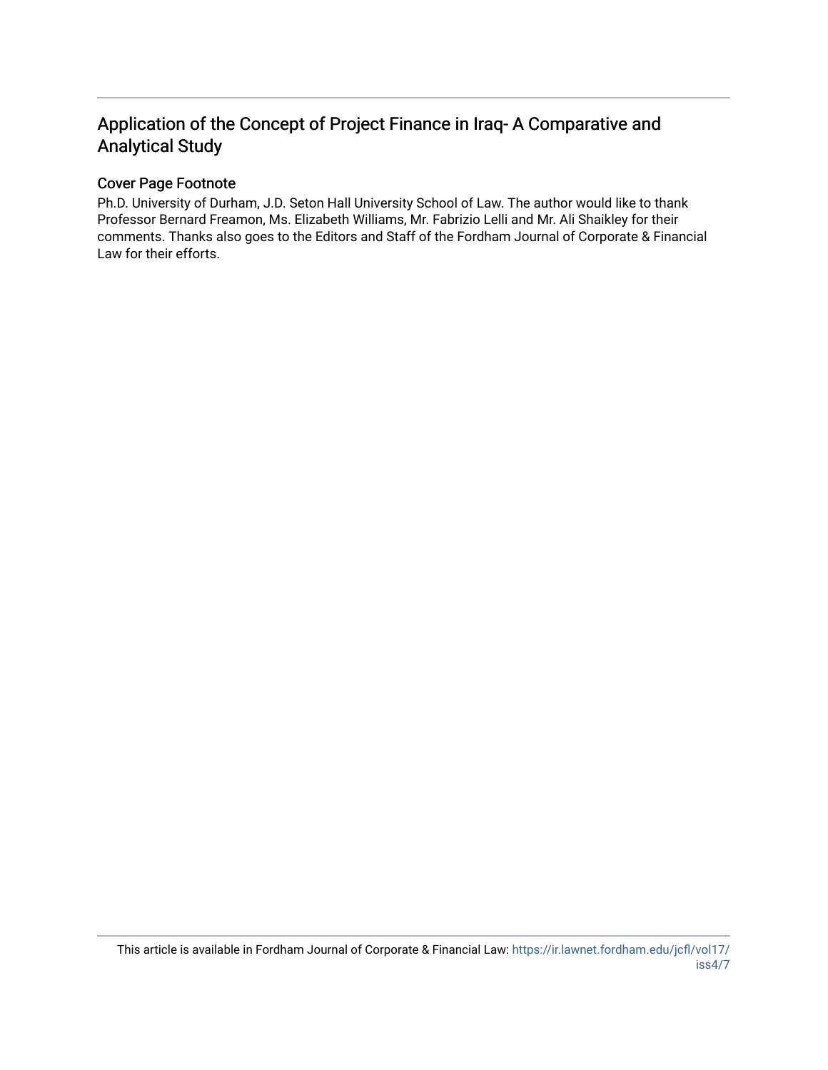## Application of the Concept of Project Finance in Iraq- A Comparative and Analytical Study

### Cover Page Footnote

Ph.D. University of Durham, J.D. Seton Hall University School of Law. The author would like to thank Professor Bernard Freamon, Ms. Elizabeth Williams, Mr. Fabrizio Lelli and Mr. Ali Shaikley for their comments. Thanks also goes to the Editors and Staff of the Fordham Journal of Corporate & Financial Law for their efforts.

This article is available in Fordham Journal of Corporate & Financial Law: https://ir.lawnet.fordham.edu/jcfl/vol17/iss4/7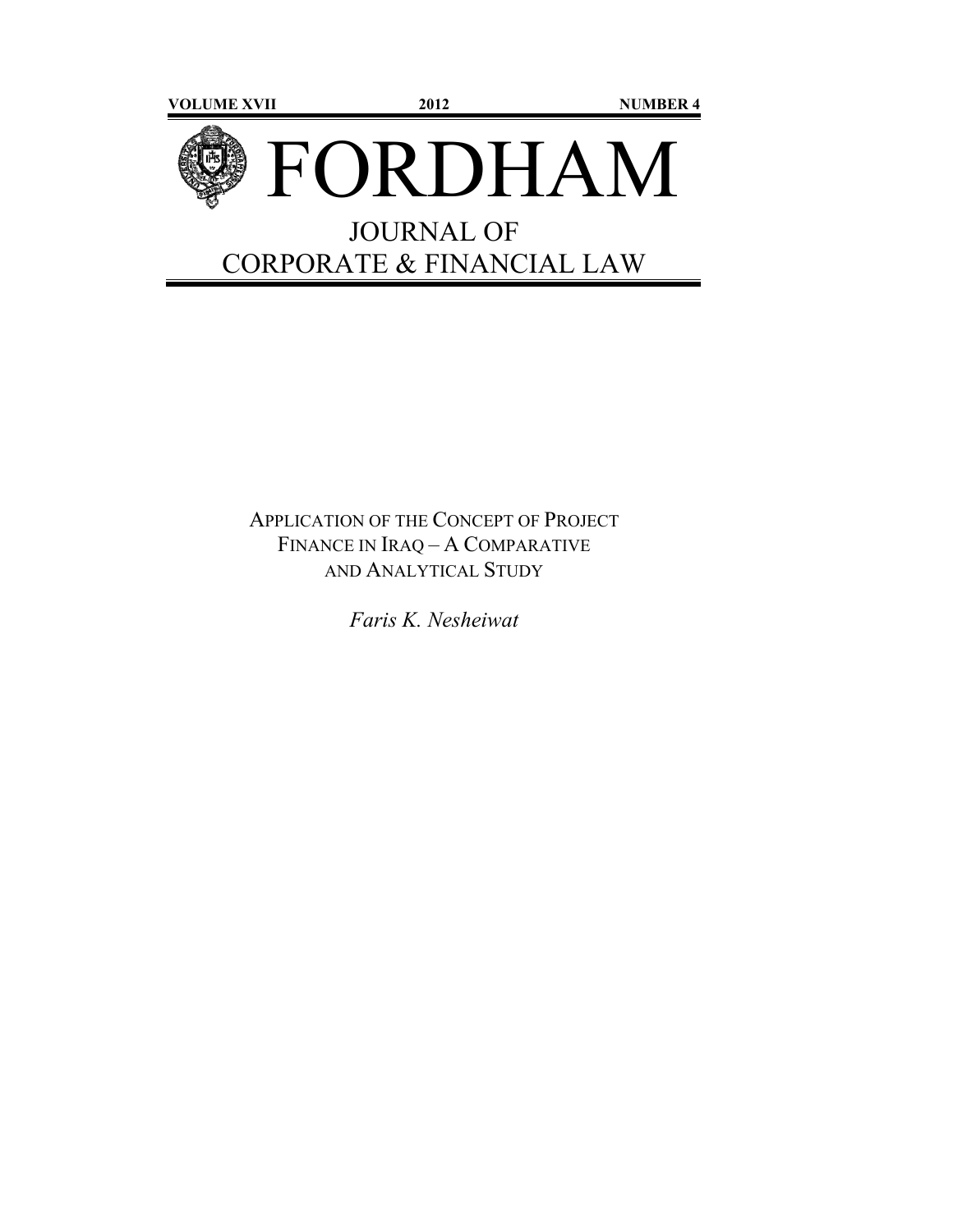VOLUME XVII 2012 NUMBER 4

# FORDHAM

## JOURNAL OF CORPORATE & FINANCIAL LAW

APPLICATION OF THE CONCEPT OF PROJECT FINANCE IN IRAQ – A COMPARATIVE AND ANALYTICAL STUDY

*Faris K. Nesheiwat*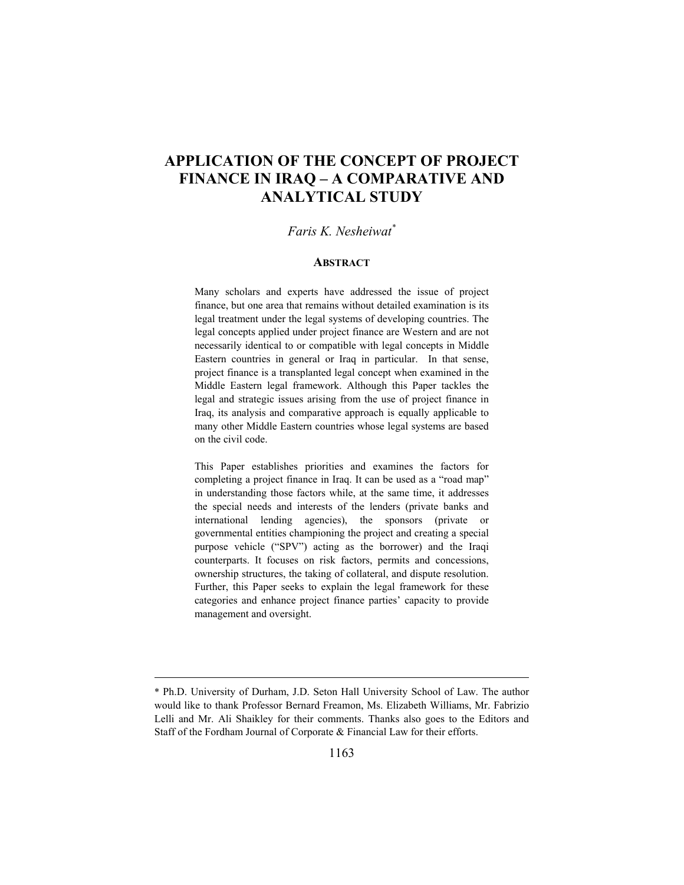# APPLICATION OF THE CONCEPT OF PROJECT FINANCE IN IRAQ – A COMPARATIVE AND ANALYTICAL STUDY

*Faris K. Nesheiwat*[*]

## ABSTRACT

Many scholars and experts have addressed the issue of project finance, but one area that remains without detailed examination is its legal treatment under the legal systems of developing countries. The legal concepts applied under project finance are Western and are not necessarily identical to or compatible with legal concepts in Middle Eastern countries in general or Iraq in particular. In that sense, project finance is a transplanted legal concept when examined in the Middle Eastern legal framework. Although this Paper tackles the legal and strategic issues arising from the use of project finance in Iraq, its analysis and comparative approach is equally applicable to many other Middle Eastern countries whose legal systems are based on the civil code.

This Paper establishes priorities and examines the factors for completing a project finance in Iraq. It can be used as a "road map" in understanding those factors while, at the same time, it addresses the special needs and interests of the lenders (private banks and international lending agencies), the sponsors (private or governmental entities championing the project and creating a special purpose vehicle ("SPV") acting as the borrower) and the Iraqi counterparts. It focuses on risk factors, permits and concessions, ownership structures, the taking of collateral, and dispute resolution. Further, this Paper seeks to explain the legal framework for these categories and enhance project finance parties' capacity to provide management and oversight.

---

[*] Ph.D. University of Durham, J.D. Seton Hall University School of Law. The author would like to thank Professor Bernard Freamon, Ms. Elizabeth Williams, Mr. Fabrizio Lelli and Mr. Ali Shaikley for their comments. Thanks also goes to the Editors and Staff of the Fordham Journal of Corporate & Financial Law for their efforts.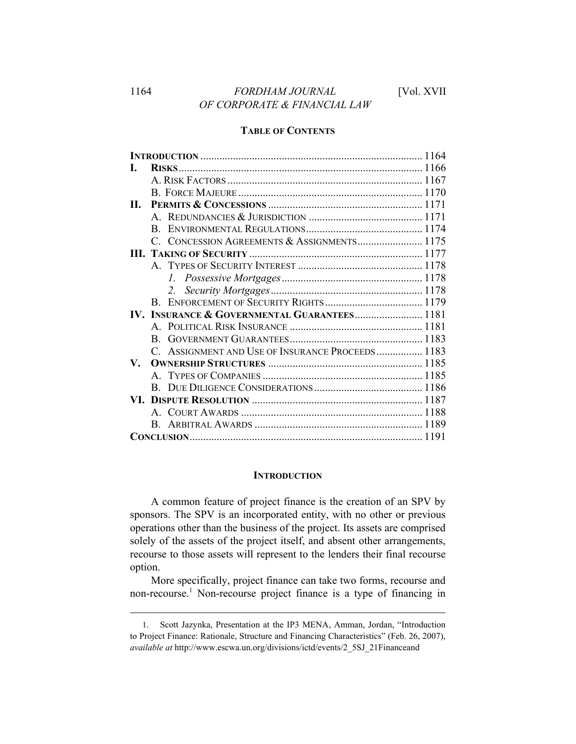**TABLE OF CONTENTS**

| | | |
|---|---|---|
| **INTRODUCTION** | | 1164 |
| **I.** | **RISKS** | 1166 |
| | A. RISK FACTORS | 1167 |
| | B. FORCE MAJEURE | 1170 |
| **II.** | **PERMITS & CONCESSIONS** | 1171 |
| | A. REDUNDANCIES & JURISDICTION | 1171 |
| | B. ENVIRONMENTAL REGULATIONS | 1174 |
| | C. CONCESSION AGREEMENTS & ASSIGNMENTS | 1175 |
| **III.** | **TAKING OF SECURITY** | 1177 |
| | A. TYPES OF SECURITY INTEREST | 1178 |
| | *1. Possessive Mortgages* | 1178 |
| | *2. Security Mortgages* | 1178 |
| | B. ENFORCEMENT OF SECURITY RIGHTS | 1179 |
| **IV.** | **INSURANCE & GOVERNMENTAL GUARANTEES** | 1181 |
| | A. POLITICAL RISK INSURANCE | 1181 |
| | B. GOVERNMENT GUARANTEES | 1183 |
| | C. ASSIGNMENT AND USE OF INSURANCE PROCEEDS | 1183 |
| **V.** | **OWNERSHIP STRUCTURES** | 1185 |
| | A. TYPES OF COMPANIES | 1185 |
| | B. DUE DILIGENCE CONSIDERATIONS | 1186 |
| **VI.** | **DISPUTE RESOLUTION** | 1187 |
| | A. COURT AWARDS | 1188 |
| | B. ARBITRAL AWARDS | 1189 |
| **CONCLUSION** | | 1191 |

## INTRODUCTION

A common feature of project finance is the creation of an SPV by sponsors. The SPV is an incorporated entity, with no other or previous operations other than the business of the project. Its assets are comprised solely of the assets of the project itself, and absent other arrangements, recourse to those assets will represent to the lenders their final recourse option.

More specifically, project finance can take two forms, recourse and non-recourse.[1] Non-recourse project finance is a type of financing in

---

1. Scott Jazynka, Presentation at the IP3 MENA, Amman, Jordan, "Introduction to Project Finance: Rationale, Structure and Financing Characteristics" (Feb. 26, 2007), *available at* http://www.escwa.un.org/divisions/ictd/events/2_5SJ_21Financeand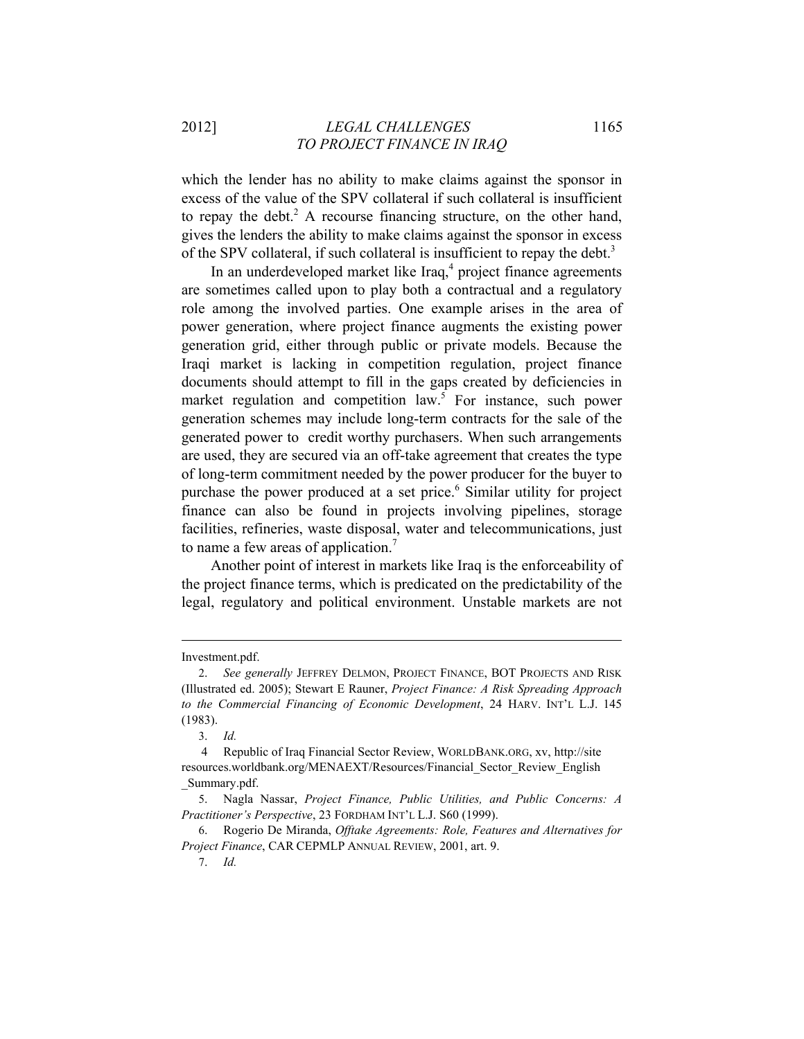which the lender has no ability to make claims against the sponsor in excess of the value of the SPV collateral if such collateral is insufficient to repay the debt.[2] A recourse financing structure, on the other hand, gives the lenders the ability to make claims against the sponsor in excess of the SPV collateral, if such collateral is insufficient to repay the debt.[3]

In an underdeveloped market like Iraq,[4] project finance agreements are sometimes called upon to play both a contractual and a regulatory role among the involved parties. One example arises in the area of power generation, where project finance augments the existing power generation grid, either through public or private models. Because the Iraqi market is lacking in competition regulation, project finance documents should attempt to fill in the gaps created by deficiencies in market regulation and competition law.[5] For instance, such power generation schemes may include long-term contracts for the sale of the generated power to credit worthy purchasers. When such arrangements are used, they are secured via an off-take agreement that creates the type of long-term commitment needed by the power producer for the buyer to purchase the power produced at a set price.[6] Similar utility for project finance can also be found in projects involving pipelines, storage facilities, refineries, waste disposal, water and telecommunications, just to name a few areas of application.[7]

Another point of interest in markets like Iraq is the enforceability of the project finance terms, which is predicated on the predictability of the legal, regulatory and political environment. Unstable markets are not

---

Investment.pdf.

2. *See generally* JEFFREY DELMON, PROJECT FINANCE, BOT PROJECTS AND RISK (Illustrated ed. 2005); Stewart E Rauner, *Project Finance: A Risk Spreading Approach to the Commercial Financing of Economic Development*, 24 HARV. INT'L L.J. 145 (1983).

3. *Id.*

4 Republic of Iraq Financial Sector Review, WORLDBANK.ORG, xv, http://site resources.worldbank.org/MENAEXT/Resources/Financial_Sector_Review_English _Summary.pdf.

5. Nagla Nassar, *Project Finance, Public Utilities, and Public Concerns: A Practitioner's Perspective*, 23 FORDHAM INT'L L.J. S60 (1999).

6. Rogerio De Miranda, *Offtake Agreements: Role, Features and Alternatives for Project Finance*, CAR CEPMLP ANNUAL REVIEW, 2001, art. 9.

7. *Id.*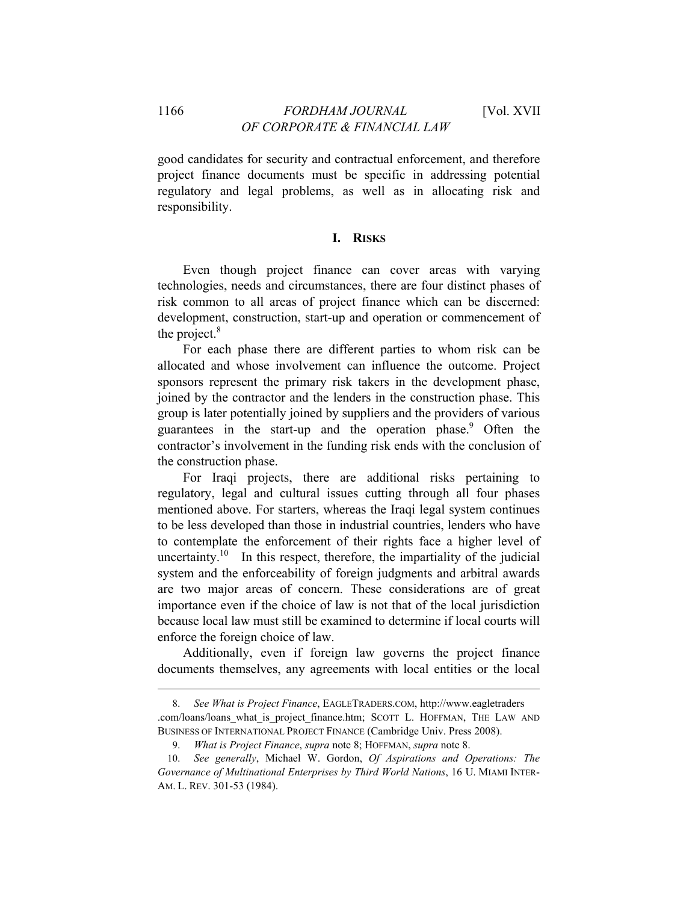good candidates for security and contractual enforcement, and therefore project finance documents must be specific in addressing potential regulatory and legal problems, as well as in allocating risk and responsibility.

## I. RISKS

Even though project finance can cover areas with varying technologies, needs and circumstances, there are four distinct phases of risk common to all areas of project finance which can be discerned: development, construction, start-up and operation or commencement of the project.[8]

For each phase there are different parties to whom risk can be allocated and whose involvement can influence the outcome. Project sponsors represent the primary risk takers in the development phase, joined by the contractor and the lenders in the construction phase. This group is later potentially joined by suppliers and the providers of various guarantees in the start-up and the operation phase.[9] Often the contractor's involvement in the funding risk ends with the conclusion of the construction phase.

For Iraqi projects, there are additional risks pertaining to regulatory, legal and cultural issues cutting through all four phases mentioned above. For starters, whereas the Iraqi legal system continues to be less developed than those in industrial countries, lenders who have to contemplate the enforcement of their rights face a higher level of uncertainty.[10] In this respect, therefore, the impartiality of the judicial system and the enforceability of foreign judgments and arbitral awards are two major areas of concern. These considerations are of great importance even if the choice of law is not that of the local jurisdiction because local law must still be examined to determine if local courts will enforce the foreign choice of law.

Additionally, even if foreign law governs the project finance documents themselves, any agreements with local entities or the local

---

8. *See What is Project Finance*, EAGLETRADERS.COM, http://www.eagletraders.com/loans/loans_what_is_project_finance.htm; SCOTT L. HOFFMAN, THE LAW AND BUSINESS OF INTERNATIONAL PROJECT FINANCE (Cambridge Univ. Press 2008).

9. *What is Project Finance*, *supra* note 8; HOFFMAN, *supra* note 8.

10. *See generally*, Michael W. Gordon, *Of Aspirations and Operations: The Governance of Multinational Enterprises by Third World Nations*, 16 U. MIAMI INTER-AM. L. REV. 301-53 (1984).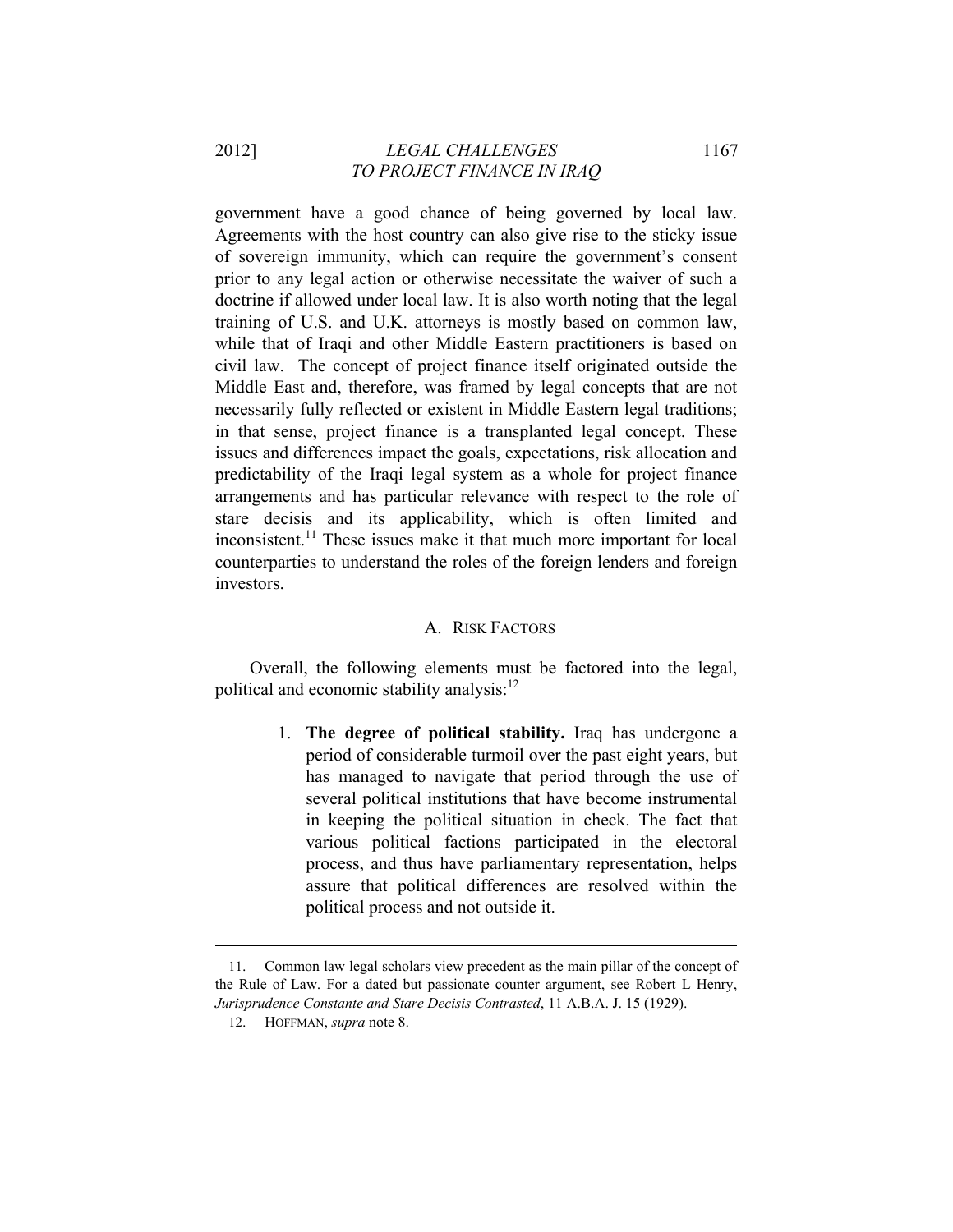government have a good chance of being governed by local law. Agreements with the host country can also give rise to the sticky issue of sovereign immunity, which can require the government's consent prior to any legal action or otherwise necessitate the waiver of such a doctrine if allowed under local law. It is also worth noting that the legal training of U.S. and U.K. attorneys is mostly based on common law, while that of Iraqi and other Middle Eastern practitioners is based on civil law. The concept of project finance itself originated outside the Middle East and, therefore, was framed by legal concepts that are not necessarily fully reflected or existent in Middle Eastern legal traditions; in that sense, project finance is a transplanted legal concept. These issues and differences impact the goals, expectations, risk allocation and predictability of the Iraqi legal system as a whole for project finance arrangements and has particular relevance with respect to the role of stare decisis and its applicability, which is often limited and inconsistent.[11] These issues make it that much more important for local counterparties to understand the roles of the foreign lenders and foreign investors.

### A. RISK FACTORS

Overall, the following elements must be factored into the legal, political and economic stability analysis:[12]

1. **The degree of political stability.** Iraq has undergone a period of considerable turmoil over the past eight years, but has managed to navigate that period through the use of several political institutions that have become instrumental in keeping the political situation in check. The fact that various political factions participated in the electoral process, and thus have parliamentary representation, helps assure that political differences are resolved within the political process and not outside it.

---

11. Common law legal scholars view precedent as the main pillar of the concept of the Rule of Law. For a dated but passionate counter argument, see Robert L Henry, *Jurisprudence Constante and Stare Decisis Contrasted*, 11 A.B.A. J. 15 (1929).

12. HOFFMAN, *supra* note 8.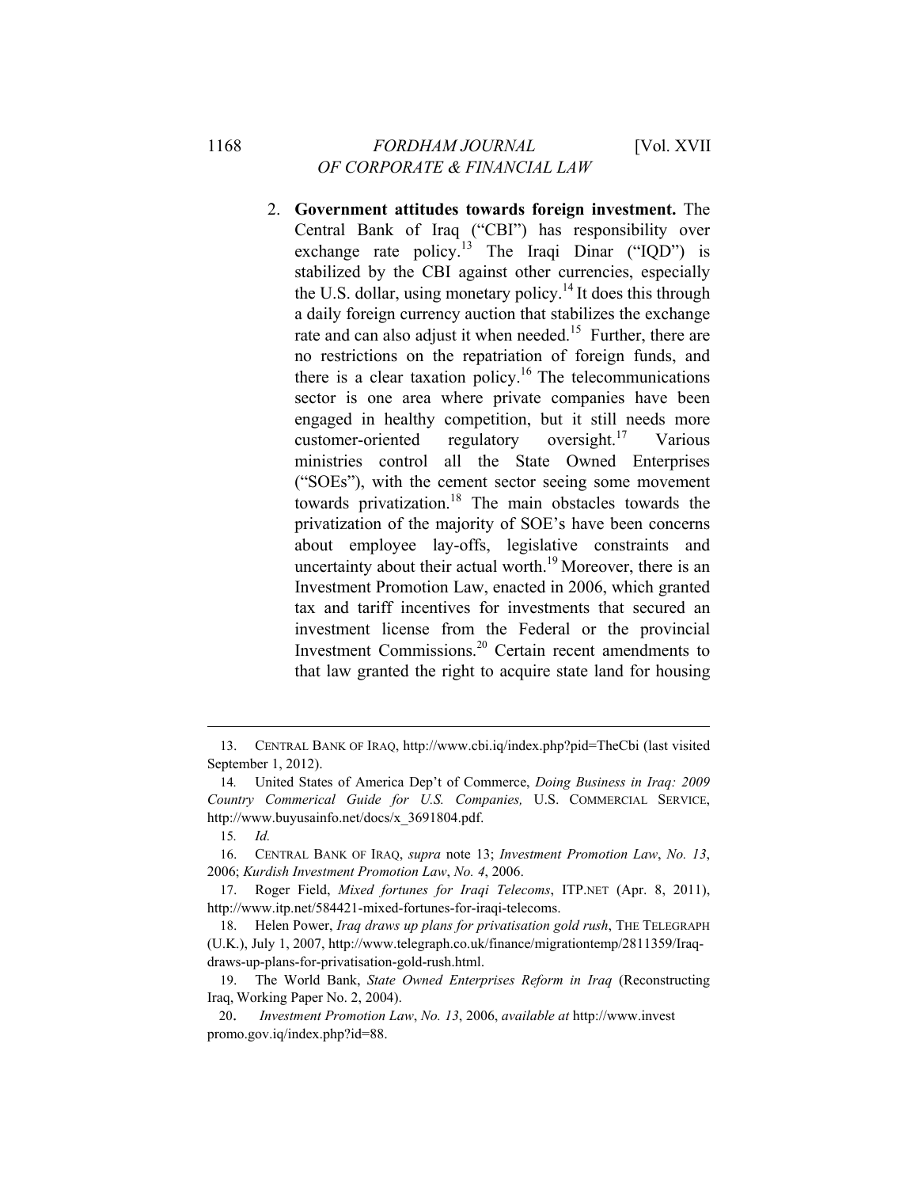2. **Government attitudes towards foreign investment.** The Central Bank of Iraq ("CBI") has responsibility over exchange rate policy.[13] The Iraqi Dinar ("IQD") is stabilized by the CBI against other currencies, especially the U.S. dollar, using monetary policy.[14] It does this through a daily foreign currency auction that stabilizes the exchange rate and can also adjust it when needed.[15] Further, there are no restrictions on the repatriation of foreign funds, and there is a clear taxation policy.[16] The telecommunications sector is one area where private companies have been engaged in healthy competition, but it still needs more customer-oriented regulatory oversight.[17] Various ministries control all the State Owned Enterprises ("SOEs"), with the cement sector seeing some movement towards privatization.[18] The main obstacles towards the privatization of the majority of SOE's have been concerns about employee lay-offs, legislative constraints and uncertainty about their actual worth.[19] Moreover, there is an Investment Promotion Law, enacted in 2006, which granted tax and tariff incentives for investments that secured an investment license from the Federal or the provincial Investment Commissions.[20] Certain recent amendments to that law granted the right to acquire state land for housing

---

13. CENTRAL BANK OF IRAQ, http://www.cbi.iq/index.php?pid=TheCbi (last visited September 1, 2012).

14. United States of America Dep't of Commerce, *Doing Business in Iraq: 2009 Country Commerical Guide for U.S. Companies,* U.S. COMMERCIAL SERVICE, http://www.buyusainfo.net/docs/x_3691804.pdf.

15. *Id.*

16. CENTRAL BANK OF IRAQ, *supra* note 13; *Investment Promotion Law*, *No. 13*, 2006; *Kurdish Investment Promotion Law*, *No. 4*, 2006.

17. Roger Field, *Mixed fortunes for Iraqi Telecoms*, ITP.NET (Apr. 8, 2011), http://www.itp.net/584421-mixed-fortunes-for-iraqi-telecoms.

18. Helen Power, *Iraq draws up plans for privatisation gold rush*, THE TELEGRAPH (U.K.), July 1, 2007, http://www.telegraph.co.uk/finance/migrationtemp/2811359/Iraq-draws-up-plans-for-privatisation-gold-rush.html.

19. The World Bank, *State Owned Enterprises Reform in Iraq* (Reconstructing Iraq, Working Paper No. 2, 2004).

20. *Investment Promotion Law*, *No. 13*, 2006, *available at* http://www.investpromo.gov.iq/index.php?id=88.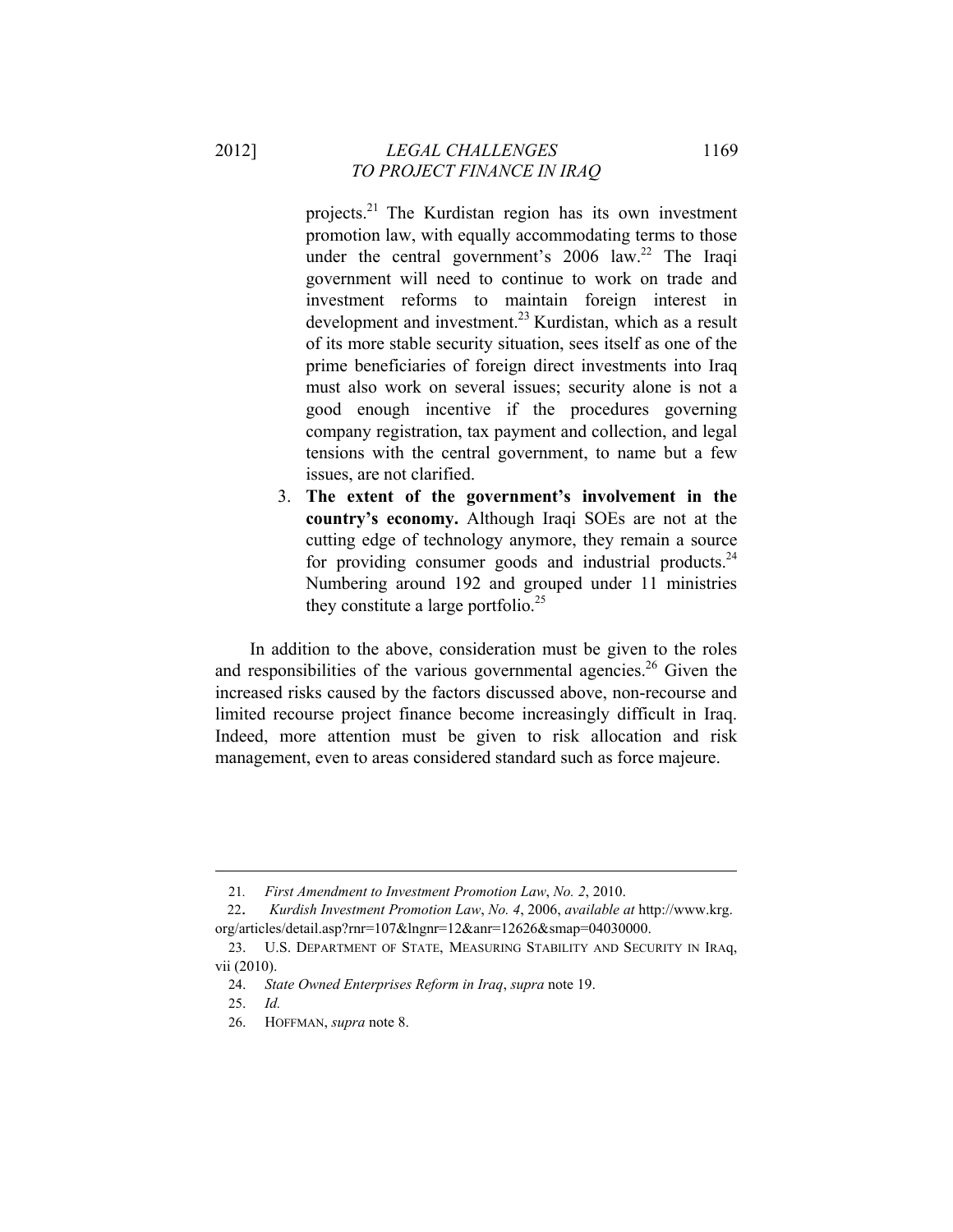projects.[21] The Kurdistan region has its own investment promotion law, with equally accommodating terms to those under the central government's 2006 law.[22] The Iraqi government will need to continue to work on trade and investment reforms to maintain foreign interest in development and investment.[23] Kurdistan, which as a result of its more stable security situation, sees itself as one of the prime beneficiaries of foreign direct investments into Iraq must also work on several issues; security alone is not a good enough incentive if the procedures governing company registration, tax payment and collection, and legal tensions with the central government, to name but a few issues, are not clarified.

3. **The extent of the government's involvement in the country's economy.** Although Iraqi SOEs are not at the cutting edge of technology anymore, they remain a source for providing consumer goods and industrial products.[24] Numbering around 192 and grouped under 11 ministries they constitute a large portfolio.[25]

In addition to the above, consideration must be given to the roles and responsibilities of the various governmental agencies.[26] Given the increased risks caused by the factors discussed above, non-recourse and limited recourse project finance become increasingly difficult in Iraq. Indeed, more attention must be given to risk allocation and risk management, even to areas considered standard such as force majeure.

---

21. *First Amendment to Investment Promotion Law*, *No. 2*, 2010.

22. *Kurdish Investment Promotion Law*, *No. 4*, 2006, *available at* http://www.krg.org/articles/detail.asp?rnr=107&lngnr=12&anr=12626&smap=04030000.

23. U.S. DEPARTMENT OF STATE, MEASURING STABILITY AND SECURITY IN IRAq, vii (2010).

24. *State Owned Enterprises Reform in Iraq*, *supra* note 19.

25. *Id.*

26. HOFFMAN, *supra* note 8.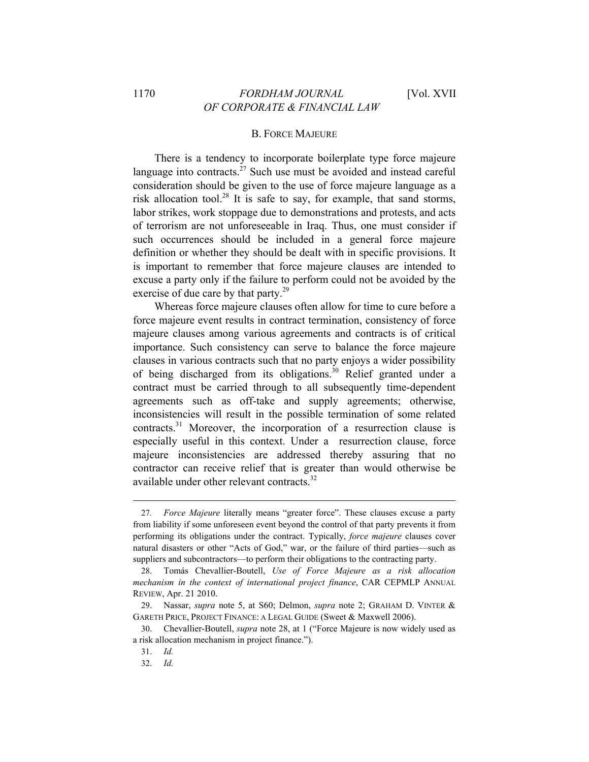### B. FORCE MAJEURE

There is a tendency to incorporate boilerplate type force majeure language into contracts.[27] Such use must be avoided and instead careful consideration should be given to the use of force majeure language as a risk allocation tool.[28] It is safe to say, for example, that sand storms, labor strikes, work stoppage due to demonstrations and protests, and acts of terrorism are not unforeseeable in Iraq. Thus, one must consider if such occurrences should be included in a general force majeure definition or whether they should be dealt with in specific provisions. It is important to remember that force majeure clauses are intended to excuse a party only if the failure to perform could not be avoided by the exercise of due care by that party.[29]

Whereas force majeure clauses often allow for time to cure before a force majeure event results in contract termination, consistency of force majeure clauses among various agreements and contracts is of critical importance. Such consistency can serve to balance the force majeure clauses in various contracts such that no party enjoys a wider possibility of being discharged from its obligations.[30] Relief granted under a contract must be carried through to all subsequently time-dependent agreements such as off-take and supply agreements; otherwise, inconsistencies will result in the possible termination of some related contracts.[31] Moreover, the incorporation of a resurrection clause is especially useful in this context. Under a resurrection clause, force majeure inconsistencies are addressed thereby assuring that no contractor can receive relief that is greater than would otherwise be available under other relevant contracts.[32]

---

27. *Force Majeure* literally means "greater force". These clauses excuse a party from liability if some unforeseen event beyond the control of that party prevents it from performing its obligations under the contract. Typically, *force majeure* clauses cover natural disasters or other "Acts of God," war, or the failure of third parties—such as suppliers and subcontractors—to perform their obligations to the contracting party.

28. Tomás Chevallier-Boutell, *Use of Force Majeure as a risk allocation mechanism in the context of international project finance*, CAR CEPMLP ANNUAL REVIEW, Apr. 21 2010.

29. Nassar, *supra* note 5, at S60; Delmon, *supra* note 2; GRAHAM D. VINTER & GARETH PRICE, PROJECT FINANCE: A LEGAL GUIDE (Sweet & Maxwell 2006).

30. Chevallier-Boutell, *supra* note 28, at 1 ("Force Majeure is now widely used as a risk allocation mechanism in project finance.").

31. *Id.*

32. *Id.*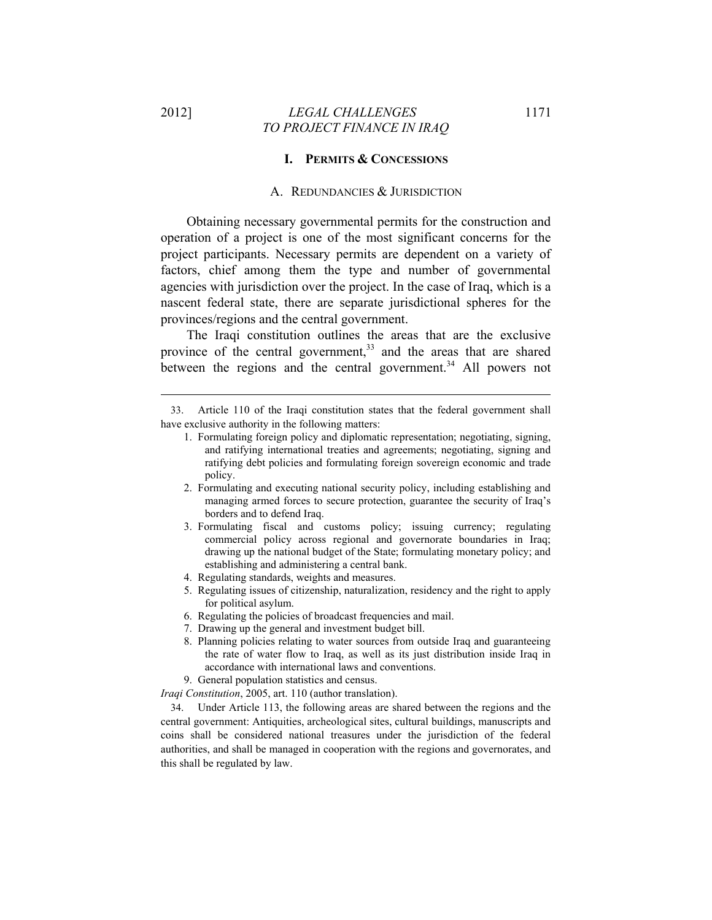## I. PERMITS & CONCESSIONS

### A. REDUNDANCIES & JURISDICTION

Obtaining necessary governmental permits for the construction and operation of a project is one of the most significant concerns for the project participants. Necessary permits are dependent on a variety of factors, chief among them the type and number of governmental agencies with jurisdiction over the project. In the case of Iraq, which is a nascent federal state, there are separate jurisdictional spheres for the provinces/regions and the central government.

The Iraqi constitution outlines the areas that are the exclusive province of the central government,[33] and the areas that are shared between the regions and the central government.[34] All powers not

---

33. Article 110 of the Iraqi constitution states that the federal government shall have exclusive authority in the following matters:

1. Formulating foreign policy and diplomatic representation; negotiating, signing, and ratifying international treaties and agreements; negotiating, signing and ratifying debt policies and formulating foreign sovereign economic and trade policy.
2. Formulating and executing national security policy, including establishing and managing armed forces to secure protection, guarantee the security of Iraq's borders and to defend Iraq.
3. Formulating fiscal and customs policy; issuing currency; regulating commercial policy across regional and governorate boundaries in Iraq; drawing up the national budget of the State; formulating monetary policy; and establishing and administering a central bank.
4. Regulating standards, weights and measures.
5. Regulating issues of citizenship, naturalization, residency and the right to apply for political asylum.
6. Regulating the policies of broadcast frequencies and mail.
7. Drawing up the general and investment budget bill.
8. Planning policies relating to water sources from outside Iraq and guaranteeing the rate of water flow to Iraq, as well as its just distribution inside Iraq in accordance with international laws and conventions.
9. General population statistics and census.

*Iraqi Constitution*, 2005, art. 110 (author translation).

34. Under Article 113, the following areas are shared between the regions and the central government: Antiquities, archeological sites, cultural buildings, manuscripts and coins shall be considered national treasures under the jurisdiction of the federal authorities, and shall be managed in cooperation with the regions and governorates, and this shall be regulated by law.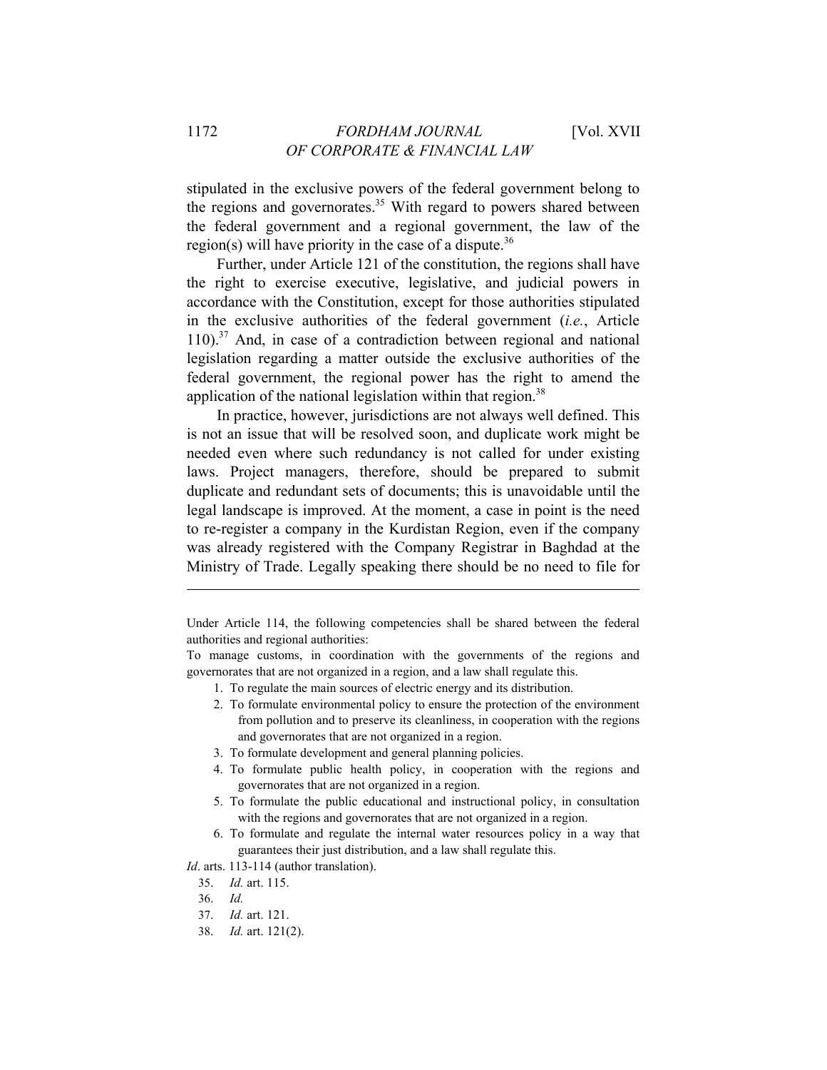stipulated in the exclusive powers of the federal government belong to the regions and governorates.[35] With regard to powers shared between the federal government and a regional government, the law of the region(s) will have priority in the case of a dispute.[36]

Further, under Article 121 of the constitution, the regions shall have the right to exercise executive, legislative, and judicial powers in accordance with the Constitution, except for those authorities stipulated in the exclusive authorities of the federal government (*i.e.*, Article 110).[37] And, in case of a contradiction between regional and national legislation regarding a matter outside the exclusive authorities of the federal government, the regional power has the right to amend the application of the national legislation within that region.[38]

In practice, however, jurisdictions are not always well defined. This is not an issue that will be resolved soon, and duplicate work might be needed even where such redundancy is not called for under existing laws. Project managers, therefore, should be prepared to submit duplicate and redundant sets of documents; this is unavoidable until the legal landscape is improved. At the moment, a case in point is the need to re-register a company in the Kurdistan Region, even if the company was already registered with the Company Registrar in Baghdad at the Ministry of Trade. Legally speaking there should be no need to file for

---

Under Article 114, the following competencies shall be shared between the federal authorities and regional authorities:

To manage customs, in coordination with the governments of the regions and governorates that are not organized in a region, and a law shall regulate this.

1. To regulate the main sources of electric energy and its distribution.
2. To formulate environmental policy to ensure the protection of the environment from pollution and to preserve its cleanliness, in cooperation with the regions and governorates that are not organized in a region.
3. To formulate development and general planning policies.
4. To formulate public health policy, in cooperation with the regions and governorates that are not organized in a region.
5. To formulate the public educational and instructional policy, in consultation with the regions and governorates that are not organized in a region.
6. To formulate and regulate the internal water resources policy in a way that guarantees their just distribution, and a law shall regulate this.

*Id*. arts. 113-114 (author translation).

35. *Id.* art. 115.
36. *Id.*
37. *Id.* art. 121.
38. *Id.* art. 121(2).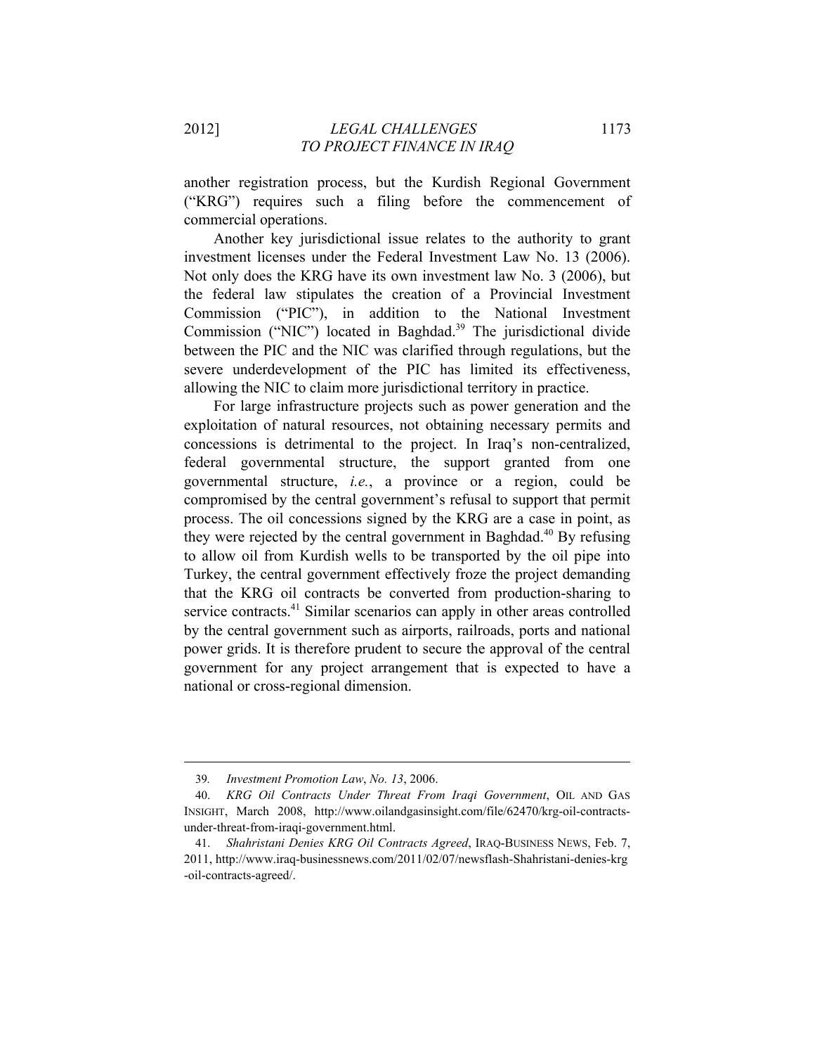another registration process, but the Kurdish Regional Government ("KRG") requires such a filing before the commencement of commercial operations.

Another key jurisdictional issue relates to the authority to grant investment licenses under the Federal Investment Law No. 13 (2006). Not only does the KRG have its own investment law No. 3 (2006), but the federal law stipulates the creation of a Provincial Investment Commission ("PIC"), in addition to the National Investment Commission ("NIC") located in Baghdad.[39] The jurisdictional divide between the PIC and the NIC was clarified through regulations, but the severe underdevelopment of the PIC has limited its effectiveness, allowing the NIC to claim more jurisdictional territory in practice.

For large infrastructure projects such as power generation and the exploitation of natural resources, not obtaining necessary permits and concessions is detrimental to the project. In Iraq's non-centralized, federal governmental structure, the support granted from one governmental structure, *i.e.*, a province or a region, could be compromised by the central government's refusal to support that permit process. The oil concessions signed by the KRG are a case in point, as they were rejected by the central government in Baghdad.[40] By refusing to allow oil from Kurdish wells to be transported by the oil pipe into Turkey, the central government effectively froze the project demanding that the KRG oil contracts be converted from production-sharing to service contracts.[41] Similar scenarios can apply in other areas controlled by the central government such as airports, railroads, ports and national power grids. It is therefore prudent to secure the approval of the central government for any project arrangement that is expected to have a national or cross-regional dimension.

---

39. *Investment Promotion Law*, *No. 13*, 2006.

40. *KRG Oil Contracts Under Threat From Iraqi Government*, OIL AND GAS INSIGHT, March 2008, http://www.oilandgasinsight.com/file/62470/krg-oil-contracts-under-threat-from-iraqi-government.html.

41. *Shahristani Denies KRG Oil Contracts Agreed*, IRAQ-BUSINESS NEWS, Feb. 7, 2011, http://www.iraq-businessnews.com/2011/02/07/newsflash-Shahristani-denies-krg-oil-contracts-agreed/.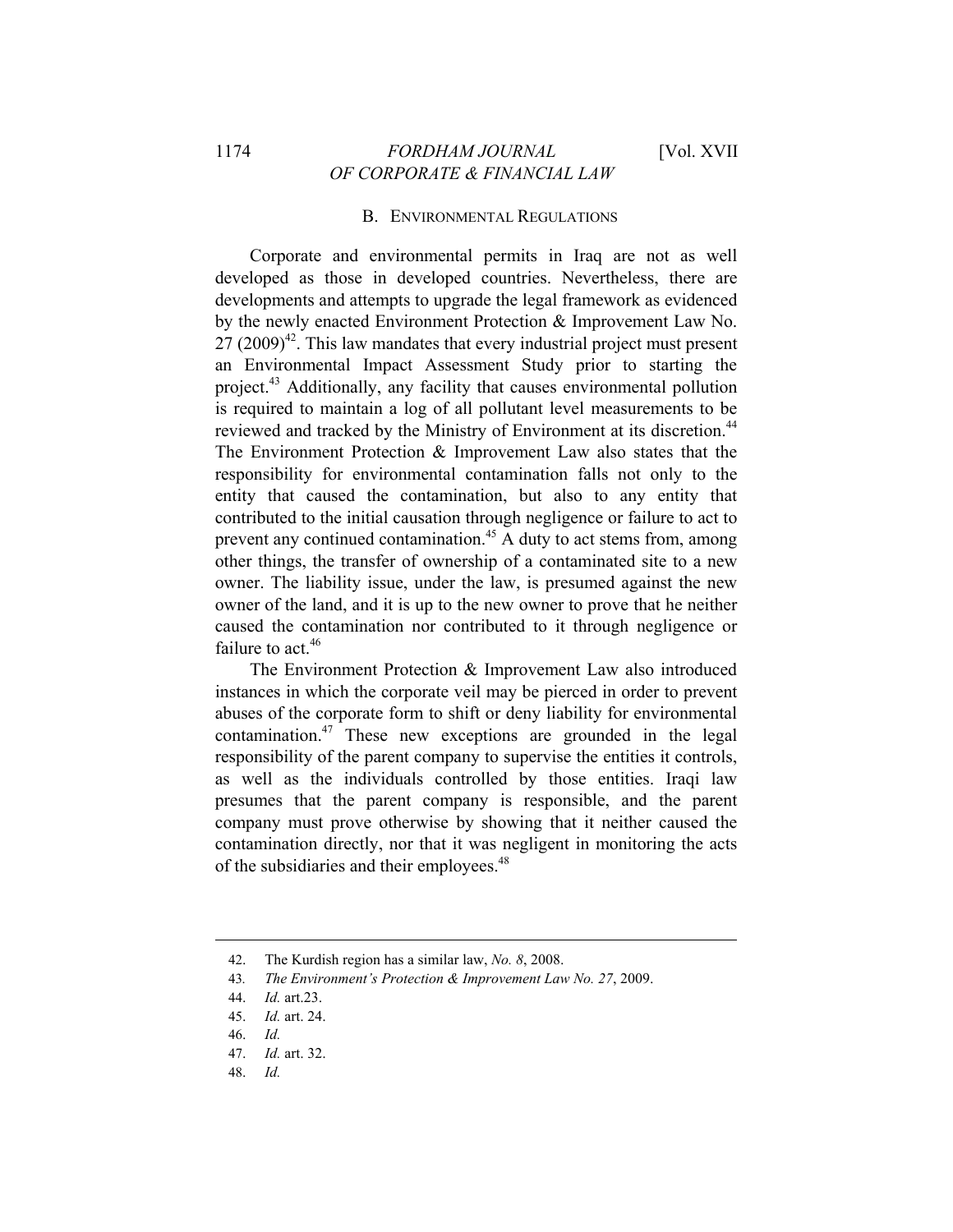### B. Environmental Regulations

Corporate and environmental permits in Iraq are not as well developed as those in developed countries. Nevertheless, there are developments and attempts to upgrade the legal framework as evidenced by the newly enacted Environment Protection & Improvement Law No. 27 (2009)[42]. This law mandates that every industrial project must present an Environmental Impact Assessment Study prior to starting the project.[43] Additionally, any facility that causes environmental pollution is required to maintain a log of all pollutant level measurements to be reviewed and tracked by the Ministry of Environment at its discretion.[44] The Environment Protection & Improvement Law also states that the responsibility for environmental contamination falls not only to the entity that caused the contamination, but also to any entity that contributed to the initial causation through negligence or failure to act to prevent any continued contamination.[45] A duty to act stems from, among other things, the transfer of ownership of a contaminated site to a new owner. The liability issue, under the law, is presumed against the new owner of the land, and it is up to the new owner to prove that he neither caused the contamination nor contributed to it through negligence or failure to act.[46]

The Environment Protection & Improvement Law also introduced instances in which the corporate veil may be pierced in order to prevent abuses of the corporate form to shift or deny liability for environmental contamination.[47] These new exceptions are grounded in the legal responsibility of the parent company to supervise the entities it controls, as well as the individuals controlled by those entities. Iraqi law presumes that the parent company is responsible, and the parent company must prove otherwise by showing that it neither caused the contamination directly, nor that it was negligent in monitoring the acts of the subsidiaries and their employees.[48]

---

42. The Kurdish region has a similar law, *No. 8*, 2008.
43. *The Environment's Protection & Improvement Law No. 27*, 2009.
44. *Id.* art.23.
45. *Id.* art. 24.
46. *Id.*
47. *Id.* art. 32.
48. *Id.*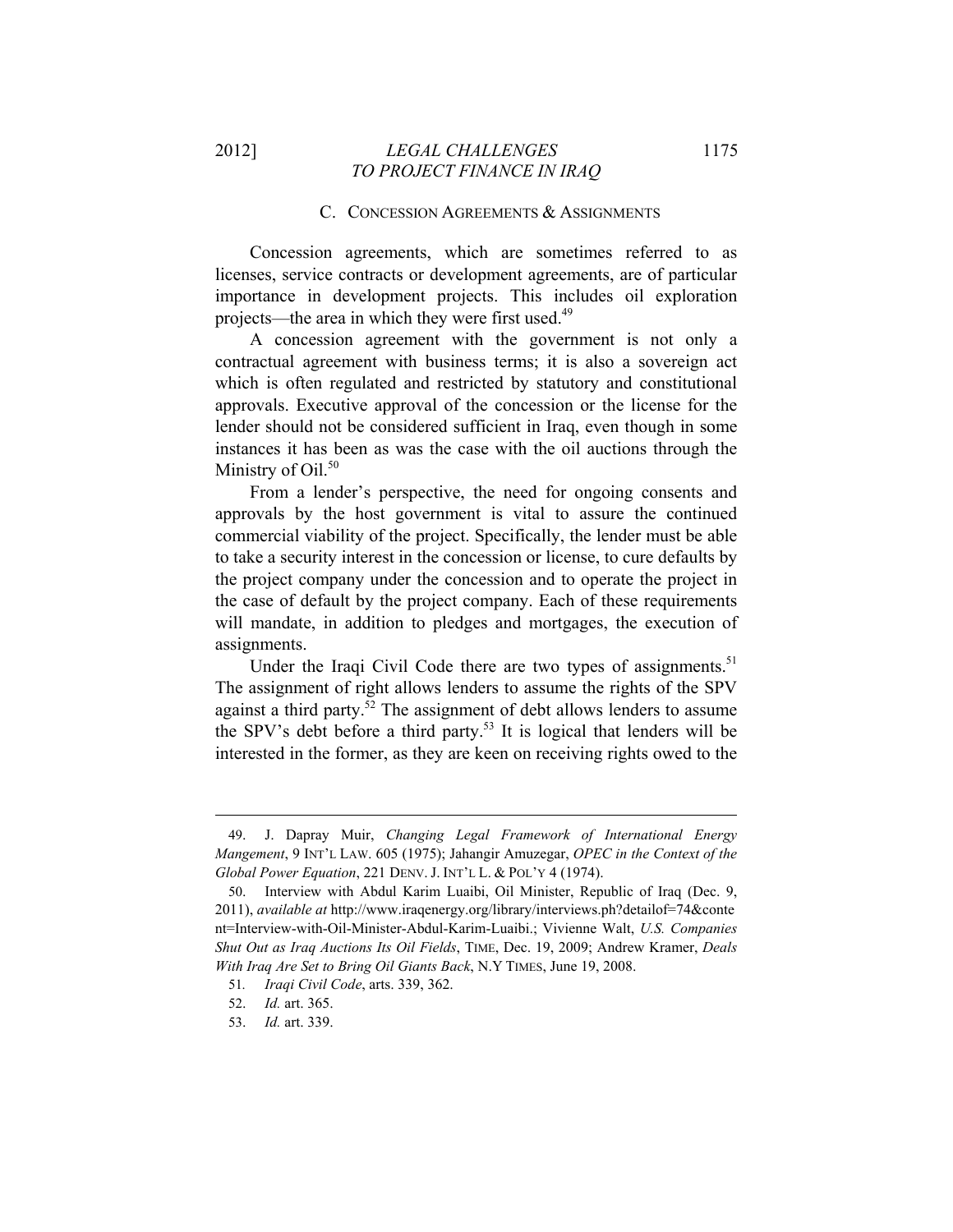### C. CONCESSION AGREEMENTS & ASSIGNMENTS

Concession agreements, which are sometimes referred to as licenses, service contracts or development agreements, are of particular importance in development projects. This includes oil exploration projects—the area in which they were first used.[49]

A concession agreement with the government is not only a contractual agreement with business terms; it is also a sovereign act which is often regulated and restricted by statutory and constitutional approvals. Executive approval of the concession or the license for the lender should not be considered sufficient in Iraq, even though in some instances it has been as was the case with the oil auctions through the Ministry of Oil.[50]

From a lender's perspective, the need for ongoing consents and approvals by the host government is vital to assure the continued commercial viability of the project. Specifically, the lender must be able to take a security interest in the concession or license, to cure defaults by the project company under the concession and to operate the project in the case of default by the project company. Each of these requirements will mandate, in addition to pledges and mortgages, the execution of assignments.

Under the Iraqi Civil Code there are two types of assignments.[51] The assignment of right allows lenders to assume the rights of the SPV against a third party.[52] The assignment of debt allows lenders to assume the SPV's debt before a third party.[53] It is logical that lenders will be interested in the former, as they are keen on receiving rights owed to the

---

49. J. Dapray Muir, *Changing Legal Framework of International Energy Mangement*, 9 INT'L LAW. 605 (1975); Jahangir Amuzegar, *OPEC in the Context of the Global Power Equation*, 221 DENV. J. INT'L L. & POL'Y 4 (1974).

50. Interview with Abdul Karim Luaibi, Oil Minister, Republic of Iraq (Dec. 9, 2011), *available at* http://www.iraqenergy.org/library/interviews.ph?detailof=74&content=Interview-with-Oil-Minister-Abdul-Karim-Luaibi.; Vivienne Walt, *U.S. Companies Shut Out as Iraq Auctions Its Oil Fields*, TIME, Dec. 19, 2009; Andrew Kramer, *Deals With Iraq Are Set to Bring Oil Giants Back*, N.Y TIMES, June 19, 2008.

51. *Iraqi Civil Code*, arts. 339, 362.

52. *Id.* art. 365.

53. *Id.* art. 339.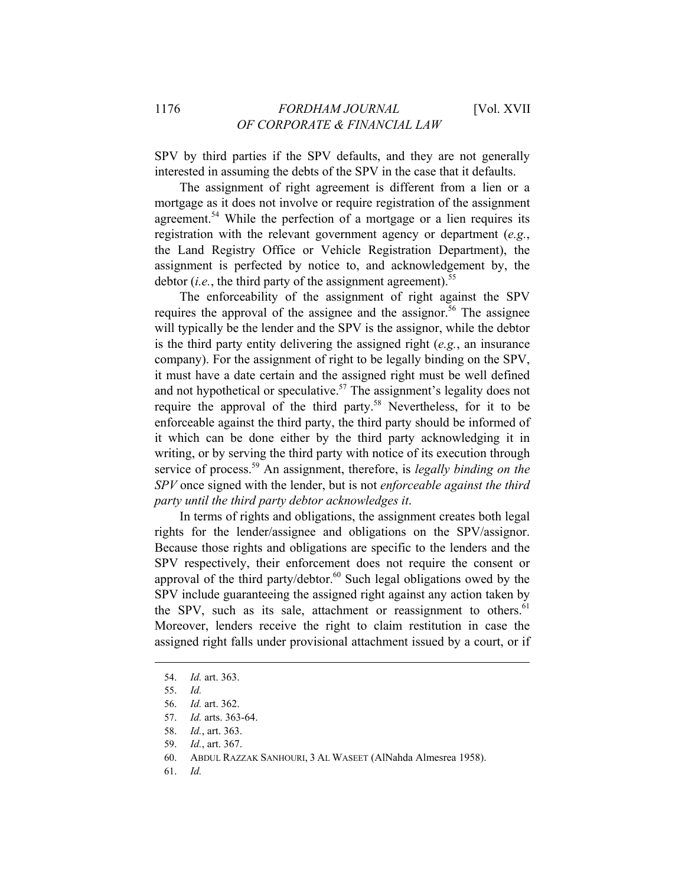SPV by third parties if the SPV defaults, and they are not generally interested in assuming the debts of the SPV in the case that it defaults.

The assignment of right agreement is different from a lien or a mortgage as it does not involve or require registration of the assignment agreement.[54] While the perfection of a mortgage or a lien requires its registration with the relevant government agency or department (*e.g.*, the Land Registry Office or Vehicle Registration Department), the assignment is perfected by notice to, and acknowledgement by, the debtor (*i.e.*, the third party of the assignment agreement).[55]

The enforceability of the assignment of right against the SPV requires the approval of the assignee and the assignor.[56] The assignee will typically be the lender and the SPV is the assignor, while the debtor is the third party entity delivering the assigned right (*e.g.*, an insurance company). For the assignment of right to be legally binding on the SPV, it must have a date certain and the assigned right must be well defined and not hypothetical or speculative.[57] The assignment's legality does not require the approval of the third party.[58] Nevertheless, for it to be enforceable against the third party, the third party should be informed of it which can be done either by the third party acknowledging it in writing, or by serving the third party with notice of its execution through service of process.[59] An assignment, therefore, is *legally binding on the SPV* once signed with the lender, but is not *enforceable against the third party until the third party debtor acknowledges it*.

In terms of rights and obligations, the assignment creates both legal rights for the lender/assignee and obligations on the SPV/assignor. Because those rights and obligations are specific to the lenders and the SPV respectively, their enforcement does not require the consent or approval of the third party/debtor.[60] Such legal obligations owed by the SPV include guaranteeing the assigned right against any action taken by the SPV, such as its sale, attachment or reassignment to others.[61] Moreover, lenders receive the right to claim restitution in case the assigned right falls under provisional attachment issued by a court, or if

---

54. *Id.* art. 363.
55. *Id.*
56. *Id.* art. 362.
57. *Id.* arts. 363-64.
58. *Id.*, art. 363.
59. *Id.*, art. 367.
60. ABDUL RAZZAK SANHOURI, 3 AL WASEET (AlNahda Almesrea 1958).
61. *Id.*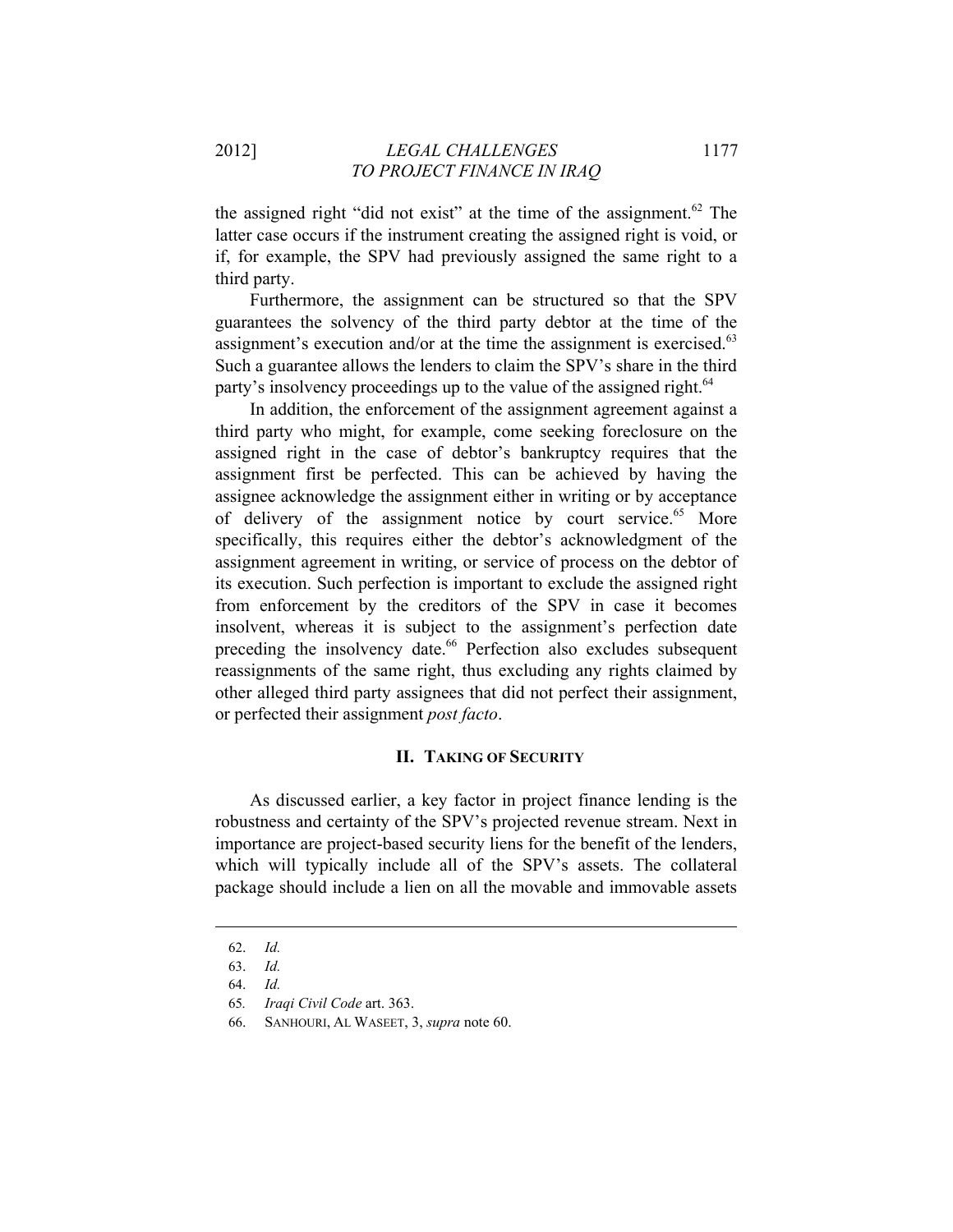the assigned right "did not exist" at the time of the assignment.[62] The latter case occurs if the instrument creating the assigned right is void, or if, for example, the SPV had previously assigned the same right to a third party.

Furthermore, the assignment can be structured so that the SPV guarantees the solvency of the third party debtor at the time of the assignment's execution and/or at the time the assignment is exercised.[63] Such a guarantee allows the lenders to claim the SPV's share in the third party's insolvency proceedings up to the value of the assigned right.[64]

In addition, the enforcement of the assignment agreement against a third party who might, for example, come seeking foreclosure on the assigned right in the case of debtor's bankruptcy requires that the assignment first be perfected. This can be achieved by having the assignee acknowledge the assignment either in writing or by acceptance of delivery of the assignment notice by court service.[65] More specifically, this requires either the debtor's acknowledgment of the assignment agreement in writing, or service of process on the debtor of its execution. Such perfection is important to exclude the assigned right from enforcement by the creditors of the SPV in case it becomes insolvent, whereas it is subject to the assignment's perfection date preceding the insolvency date.[66] Perfection also excludes subsequent reassignments of the same right, thus excluding any rights claimed by other alleged third party assignees that did not perfect their assignment, or perfected their assignment *post facto*.

## II. Taking of Security

As discussed earlier, a key factor in project finance lending is the robustness and certainty of the SPV's projected revenue stream. Next in importance are project-based security liens for the benefit of the lenders, which will typically include all of the SPV's assets. The collateral package should include a lien on all the movable and immovable assets

---

62. *Id.*

63. *Id.*

64. *Id.*

65. *Iraqi Civil Code* art. 363.

66. SANHOURI, AL WASEET, 3, *supra* note 60.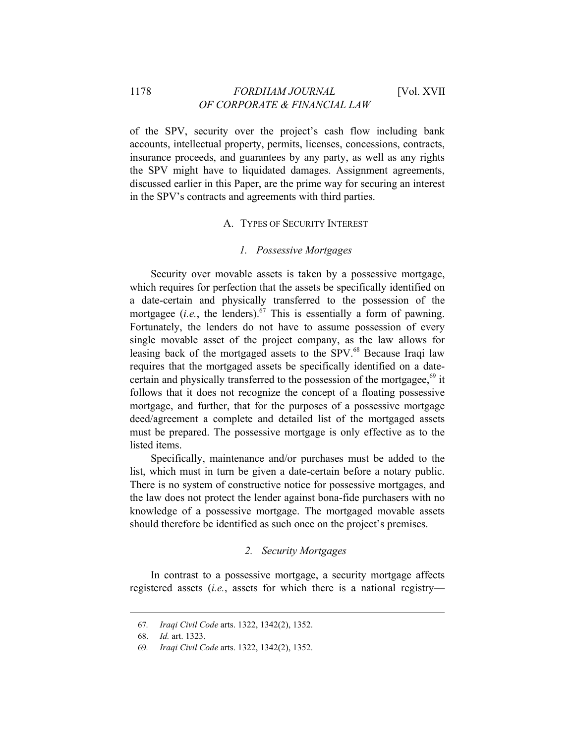of the SPV, security over the project's cash flow including bank accounts, intellectual property, permits, licenses, concessions, contracts, insurance proceeds, and guarantees by any party, as well as any rights the SPV might have to liquidated damages. Assignment agreements, discussed earlier in this Paper, are the prime way for securing an interest in the SPV's contracts and agreements with third parties.

## A. TYPES OF SECURITY INTEREST

### *1. Possessive Mortgages*

Security over movable assets is taken by a possessive mortgage, which requires for perfection that the assets be specifically identified on a date-certain and physically transferred to the possession of the mortgagee (*i.e.*, the lenders).[67] This is essentially a form of pawning. Fortunately, the lenders do not have to assume possession of every single movable asset of the project company, as the law allows for leasing back of the mortgaged assets to the SPV.[68] Because Iraqi law requires that the mortgaged assets be specifically identified on a date-certain and physically transferred to the possession of the mortgagee,[69] it follows that it does not recognize the concept of a floating possessive mortgage, and further, that for the purposes of a possessive mortgage deed/agreement a complete and detailed list of the mortgaged assets must be prepared. The possessive mortgage is only effective as to the listed items.

Specifically, maintenance and/or purchases must be added to the list, which must in turn be given a date-certain before a notary public. There is no system of constructive notice for possessive mortgages, and the law does not protect the lender against bona-fide purchasers with no knowledge of a possessive mortgage. The mortgaged movable assets should therefore be identified as such once on the project's premises.

### *2. Security Mortgages*

In contrast to a possessive mortgage, a security mortgage affects registered assets (*i.e.*, assets for which there is a national registry—

---

67. *Iraqi Civil Code* arts. 1322, 1342(2), 1352.

68. *Id.* art. 1323.

69. *Iraqi Civil Code* arts. 1322, 1342(2), 1352.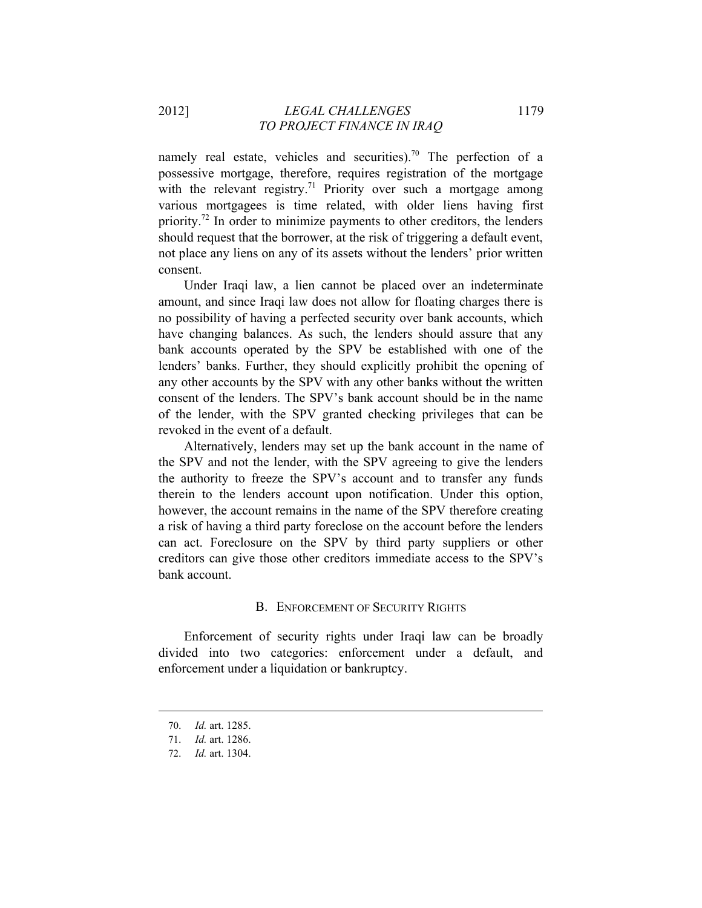namely real estate, vehicles and securities).[70] The perfection of a possessive mortgage, therefore, requires registration of the mortgage with the relevant registry.[71] Priority over such a mortgage among various mortgagees is time related, with older liens having first priority.[72] In order to minimize payments to other creditors, the lenders should request that the borrower, at the risk of triggering a default event, not place any liens on any of its assets without the lenders' prior written consent.

Under Iraqi law, a lien cannot be placed over an indeterminate amount, and since Iraqi law does not allow for floating charges there is no possibility of having a perfected security over bank accounts, which have changing balances. As such, the lenders should assure that any bank accounts operated by the SPV be established with one of the lenders' banks. Further, they should explicitly prohibit the opening of any other accounts by the SPV with any other banks without the written consent of the lenders. The SPV's bank account should be in the name of the lender, with the SPV granted checking privileges that can be revoked in the event of a default.

Alternatively, lenders may set up the bank account in the name of the SPV and not the lender, with the SPV agreeing to give the lenders the authority to freeze the SPV's account and to transfer any funds therein to the lenders account upon notification. Under this option, however, the account remains in the name of the SPV therefore creating a risk of having a third party foreclose on the account before the lenders can act. Foreclosure on the SPV by third party suppliers or other creditors can give those other creditors immediate access to the SPV's bank account.

### B. Enforcement of Security Rights

Enforcement of security rights under Iraqi law can be broadly divided into two categories: enforcement under a default, and enforcement under a liquidation or bankruptcy.

---

70. *Id.* art. 1285.

71. *Id.* art. 1286.

72. *Id.* art. 1304.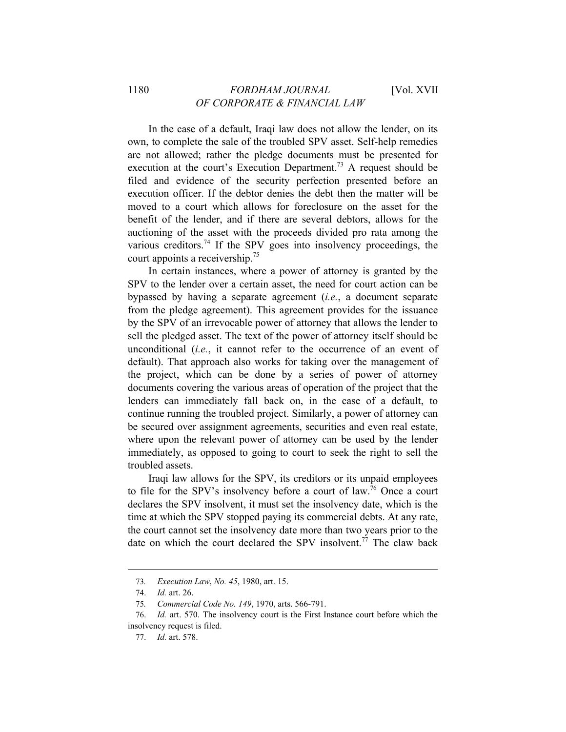In the case of a default, Iraqi law does not allow the lender, on its own, to complete the sale of the troubled SPV asset. Self-help remedies are not allowed; rather the pledge documents must be presented for execution at the court's Execution Department.[73] A request should be filed and evidence of the security perfection presented before an execution officer. If the debtor denies the debt then the matter will be moved to a court which allows for foreclosure on the asset for the benefit of the lender, and if there are several debtors, allows for the auctioning of the asset with the proceeds divided pro rata among the various creditors.[74] If the SPV goes into insolvency proceedings, the court appoints a receivership.[75]

In certain instances, where a power of attorney is granted by the SPV to the lender over a certain asset, the need for court action can be bypassed by having a separate agreement (*i.e.*, a document separate from the pledge agreement). This agreement provides for the issuance by the SPV of an irrevocable power of attorney that allows the lender to sell the pledged asset. The text of the power of attorney itself should be unconditional (*i.e.*, it cannot refer to the occurrence of an event of default). That approach also works for taking over the management of the project, which can be done by a series of power of attorney documents covering the various areas of operation of the project that the lenders can immediately fall back on, in the case of a default, to continue running the troubled project. Similarly, a power of attorney can be secured over assignment agreements, securities and even real estate, where upon the relevant power of attorney can be used by the lender immediately, as opposed to going to court to seek the right to sell the troubled assets.

Iraqi law allows for the SPV, its creditors or its unpaid employees to file for the SPV's insolvency before a court of law.[76] Once a court declares the SPV insolvent, it must set the insolvency date, which is the time at which the SPV stopped paying its commercial debts. At any rate, the court cannot set the insolvency date more than two years prior to the date on which the court declared the SPV insolvent.[77] The claw back

---

73. *Execution Law*, *No. 45*, 1980, art. 15.

74. *Id.* art. 26.

75. *Commercial Code No. 149*, 1970, arts. 566-791.

76. *Id.* art. 570. The insolvency court is the First Instance court before which the insolvency request is filed.

77. *Id.* art. 578.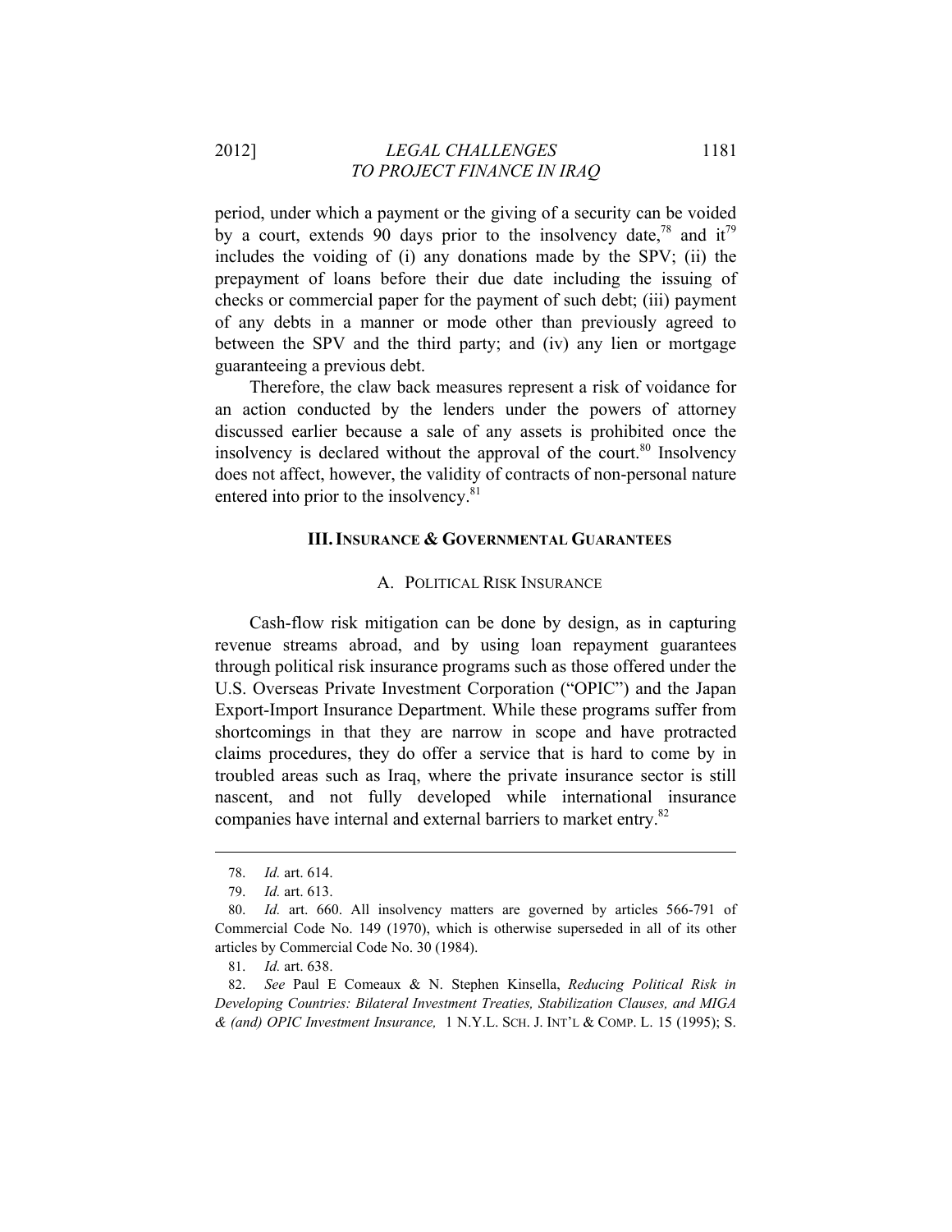period, under which a payment or the giving of a security can be voided by a court, extends 90 days prior to the insolvency date,[78] and it[79] includes the voiding of (i) any donations made by the SPV; (ii) the prepayment of loans before their due date including the issuing of checks or commercial paper for the payment of such debt; (iii) payment of any debts in a manner or mode other than previously agreed to between the SPV and the third party; and (iv) any lien or mortgage guaranteeing a previous debt.

Therefore, the claw back measures represent a risk of voidance for an action conducted by the lenders under the powers of attorney discussed earlier because a sale of any assets is prohibited once the insolvency is declared without the approval of the court.[80] Insolvency does not affect, however, the validity of contracts of non-personal nature entered into prior to the insolvency.[81]

## III. INSURANCE & GOVERNMENTAL GUARANTEES

### A. POLITICAL RISK INSURANCE

Cash-flow risk mitigation can be done by design, as in capturing revenue streams abroad, and by using loan repayment guarantees through political risk insurance programs such as those offered under the U.S. Overseas Private Investment Corporation ("OPIC") and the Japan Export-Import Insurance Department. While these programs suffer from shortcomings in that they are narrow in scope and have protracted claims procedures, they do offer a service that is hard to come by in troubled areas such as Iraq, where the private insurance sector is still nascent, and not fully developed while international insurance companies have internal and external barriers to market entry.[82]

---

78. *Id.* art. 614.

79. *Id.* art. 613.

80. *Id.* art. 660. All insolvency matters are governed by articles 566-791 of Commercial Code No. 149 (1970), which is otherwise superseded in all of its other articles by Commercial Code No. 30 (1984).

81. *Id.* art. 638.

82. *See* Paul E Comeaux & N. Stephen Kinsella, *Reducing Political Risk in Developing Countries: Bilateral Investment Treaties, Stabilization Clauses, and MIGA & (and) OPIC Investment Insurance,* 1 N.Y.L. SCH. J. INT'L & COMP. L. 15 (1995); S.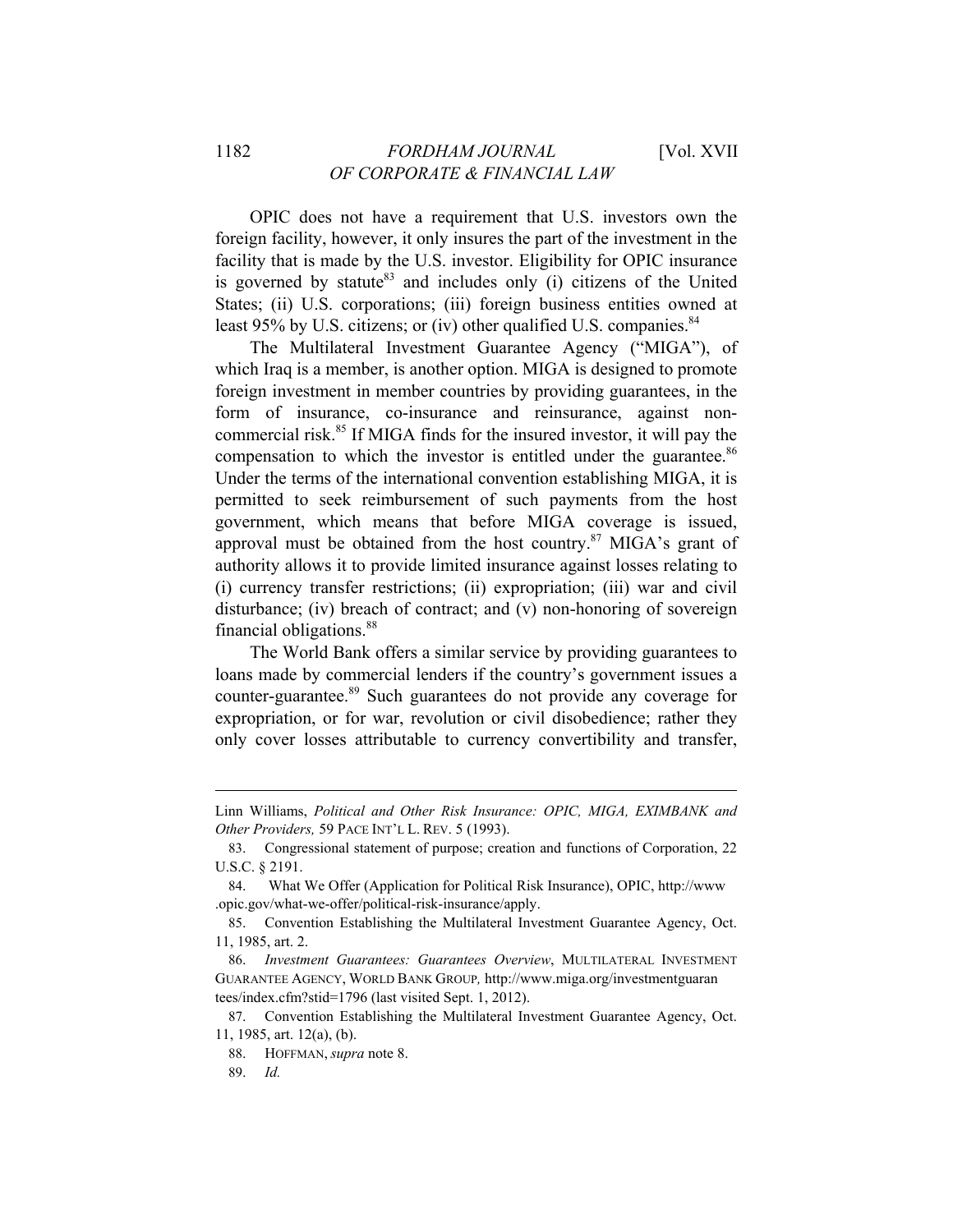OPIC does not have a requirement that U.S. investors own the foreign facility, however, it only insures the part of the investment in the facility that is made by the U.S. investor. Eligibility for OPIC insurance is governed by statute[83] and includes only (i) citizens of the United States; (ii) U.S. corporations; (iii) foreign business entities owned at least 95% by U.S. citizens; or (iv) other qualified U.S. companies.[84]

The Multilateral Investment Guarantee Agency ("MIGA"), of which Iraq is a member, is another option. MIGA is designed to promote foreign investment in member countries by providing guarantees, in the form of insurance, co-insurance and reinsurance, against non-commercial risk.[85] If MIGA finds for the insured investor, it will pay the compensation to which the investor is entitled under the guarantee.[86] Under the terms of the international convention establishing MIGA, it is permitted to seek reimbursement of such payments from the host government, which means that before MIGA coverage is issued, approval must be obtained from the host country.[87] MIGA's grant of authority allows it to provide limited insurance against losses relating to (i) currency transfer restrictions; (ii) expropriation; (iii) war and civil disturbance; (iv) breach of contract; and (v) non-honoring of sovereign financial obligations.[88]

The World Bank offers a similar service by providing guarantees to loans made by commercial lenders if the country's government issues a counter-guarantee.[89] Such guarantees do not provide any coverage for expropriation, or for war, revolution or civil disobedience; rather they only cover losses attributable to currency convertibility and transfer,

---

Linn Williams, *Political and Other Risk Insurance: OPIC, MIGA, EXIMBANK and Other Providers,* 59 PACE INT'L L. REV. 5 (1993).

83. Congressional statement of purpose; creation and functions of Corporation, 22 U.S.C. § 2191.

84. What We Offer (Application for Political Risk Insurance), OPIC, http://www.opic.gov/what-we-offer/political-risk-insurance/apply.

85. Convention Establishing the Multilateral Investment Guarantee Agency, Oct. 11, 1985, art. 2.

86. *Investment Guarantees: Guarantees Overview*, MULTILATERAL INVESTMENT GUARANTEE AGENCY, WORLD BANK GROUP, http://www.miga.org/investmentguarantees/index.cfm?stid=1796 (last visited Sept. 1, 2012).

87. Convention Establishing the Multilateral Investment Guarantee Agency, Oct. 11, 1985, art. 12(a), (b).

88. HOFFMAN, *supra* note 8.

89. *Id.*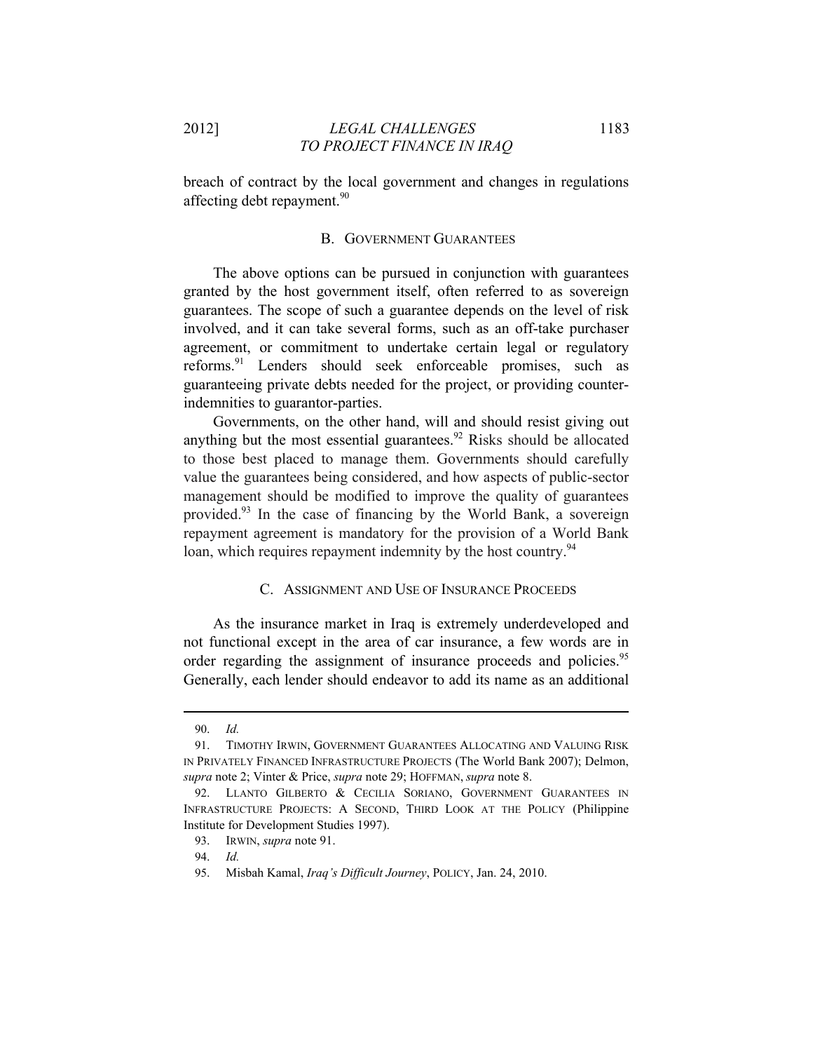breach of contract by the local government and changes in regulations affecting debt repayment.[90]

### B. GOVERNMENT GUARANTEES

The above options can be pursued in conjunction with guarantees granted by the host government itself, often referred to as sovereign guarantees. The scope of such a guarantee depends on the level of risk involved, and it can take several forms, such as an off-take purchaser agreement, or commitment to undertake certain legal or regulatory reforms.[91] Lenders should seek enforceable promises, such as guaranteeing private debts needed for the project, or providing counter-indemnities to guarantor-parties.

Governments, on the other hand, will and should resist giving out anything but the most essential guarantees.[92] Risks should be allocated to those best placed to manage them. Governments should carefully value the guarantees being considered, and how aspects of public-sector management should be modified to improve the quality of guarantees provided.[93] In the case of financing by the World Bank, a sovereign repayment agreement is mandatory for the provision of a World Bank loan, which requires repayment indemnity by the host country.[94]

### C. ASSIGNMENT AND USE OF INSURANCE PROCEEDS

As the insurance market in Iraq is extremely underdeveloped and not functional except in the area of car insurance, a few words are in order regarding the assignment of insurance proceeds and policies.[95] Generally, each lender should endeavor to add its name as an additional

---

90. *Id.*

91. TIMOTHY IRWIN, GOVERNMENT GUARANTEES ALLOCATING AND VALUING RISK IN PRIVATELY FINANCED INFRASTRUCTURE PROJECTS (The World Bank 2007); Delmon, *supra* note 2; Vinter & Price, *supra* note 29; HOFFMAN, *supra* note 8.

92. LLANTO GILBERTO & CECILIA SORIANO, GOVERNMENT GUARANTEES IN INFRASTRUCTURE PROJECTS: A SECOND, THIRD LOOK AT THE POLICY (Philippine Institute for Development Studies 1997).

93. IRWIN, *supra* note 91.

94. *Id.*

95. Misbah Kamal, *Iraq's Difficult Journey*, POLICY, Jan. 24, 2010.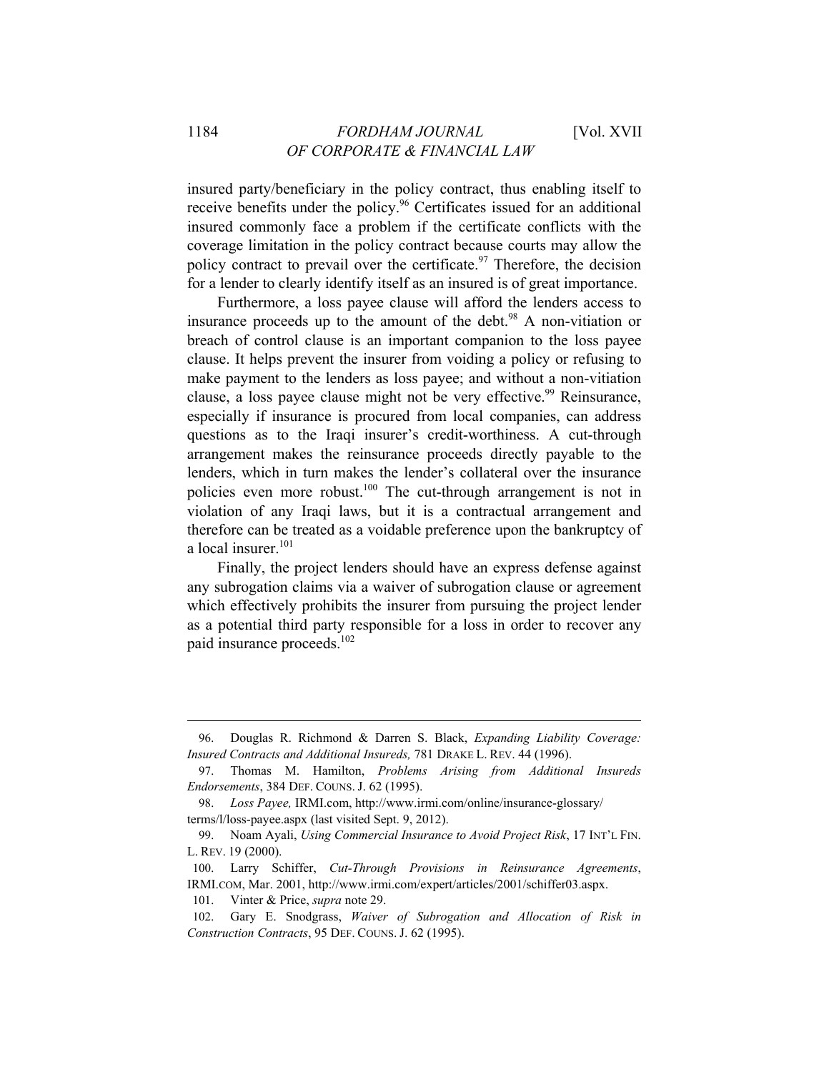insured party/beneficiary in the policy contract, thus enabling itself to receive benefits under the policy.[96] Certificates issued for an additional insured commonly face a problem if the certificate conflicts with the coverage limitation in the policy contract because courts may allow the policy contract to prevail over the certificate.[97] Therefore, the decision for a lender to clearly identify itself as an insured is of great importance.

Furthermore, a loss payee clause will afford the lenders access to insurance proceeds up to the amount of the debt.[98] A non-vitiation or breach of control clause is an important companion to the loss payee clause. It helps prevent the insurer from voiding a policy or refusing to make payment to the lenders as loss payee; and without a non-vitiation clause, a loss payee clause might not be very effective.[99] Reinsurance, especially if insurance is procured from local companies, can address questions as to the Iraqi insurer's credit-worthiness. A cut-through arrangement makes the reinsurance proceeds directly payable to the lenders, which in turn makes the lender's collateral over the insurance policies even more robust.[100] The cut-through arrangement is not in violation of any Iraqi laws, but it is a contractual arrangement and therefore can be treated as a voidable preference upon the bankruptcy of a local insurer.[101]

Finally, the project lenders should have an express defense against any subrogation claims via a waiver of subrogation clause or agreement which effectively prohibits the insurer from pursuing the project lender as a potential third party responsible for a loss in order to recover any paid insurance proceeds.[102]

---

96. Douglas R. Richmond & Darren S. Black, *Expanding Liability Coverage: Insured Contracts and Additional Insureds,* 781 DRAKE L. REV. 44 (1996).

97. Thomas M. Hamilton, *Problems Arising from Additional Insureds Endorsements*, 384 DEF. COUNS. J. 62 (1995).

98. *Loss Payee,* IRMI.com, http://www.irmi.com/online/insurance-glossary/terms/l/loss-payee.aspx (last visited Sept. 9, 2012).

99. Noam Ayali, *Using Commercial Insurance to Avoid Project Risk*, 17 INT'L FIN. L. REV. 19 (2000).

100. Larry Schiffer, *Cut-Through Provisions in Reinsurance Agreements*, IRMI.COM, Mar. 2001, http://www.irmi.com/expert/articles/2001/schiffer03.aspx.

101. Vinter & Price, *supra* note 29.

102. Gary E. Snodgrass, *Waiver of Subrogation and Allocation of Risk in Construction Contracts*, 95 DEF. COUNS. J. 62 (1995).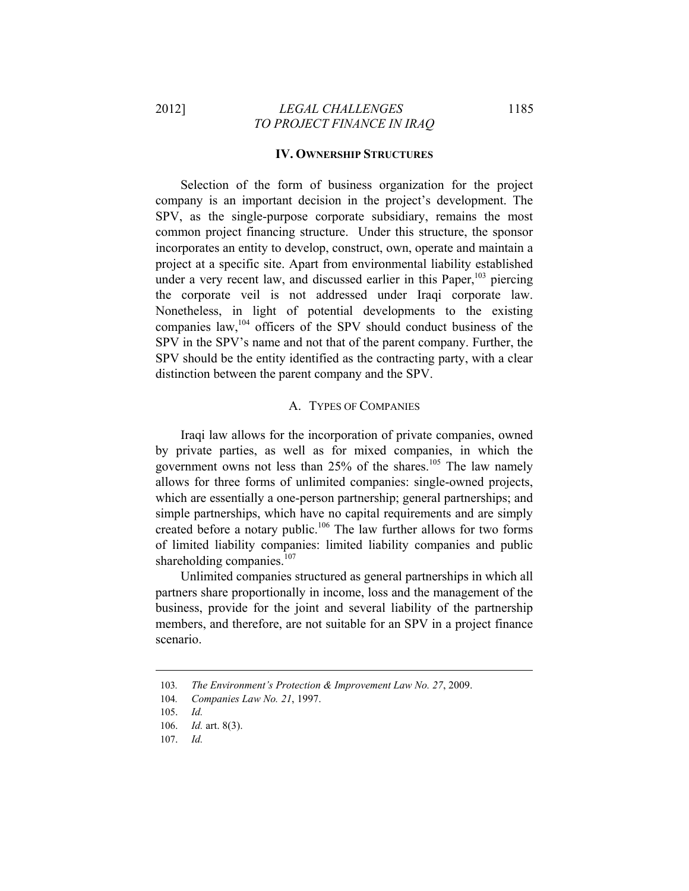## IV. OWNERSHIP STRUCTURES

Selection of the form of business organization for the project company is an important decision in the project's development. The SPV, as the single-purpose corporate subsidiary, remains the most common project financing structure. Under this structure, the sponsor incorporates an entity to develop, construct, own, operate and maintain a project at a specific site. Apart from environmental liability established under a very recent law, and discussed earlier in this Paper,[103] piercing the corporate veil is not addressed under Iraqi corporate law. Nonetheless, in light of potential developments to the existing companies law,[104] officers of the SPV should conduct business of the SPV in the SPV's name and not that of the parent company. Further, the SPV should be the entity identified as the contracting party, with a clear distinction between the parent company and the SPV.

### A. TYPES OF COMPANIES

Iraqi law allows for the incorporation of private companies, owned by private parties, as well as for mixed companies, in which the government owns not less than 25% of the shares.[105] The law namely allows for three forms of unlimited companies: single-owned projects, which are essentially a one-person partnership; general partnerships; and simple partnerships, which have no capital requirements and are simply created before a notary public.[106] The law further allows for two forms of limited liability companies: limited liability companies and public shareholding companies.[107]

Unlimited companies structured as general partnerships in which all partners share proportionally in income, loss and the management of the business, provide for the joint and several liability of the partnership members, and therefore, are not suitable for an SPV in a project finance scenario.

---

103. *The Environment's Protection & Improvement Law No. 27*, 2009.

104. *Companies Law No. 21*, 1997.

105. *Id.*

106. *Id.* art. 8(3).

107. *Id.*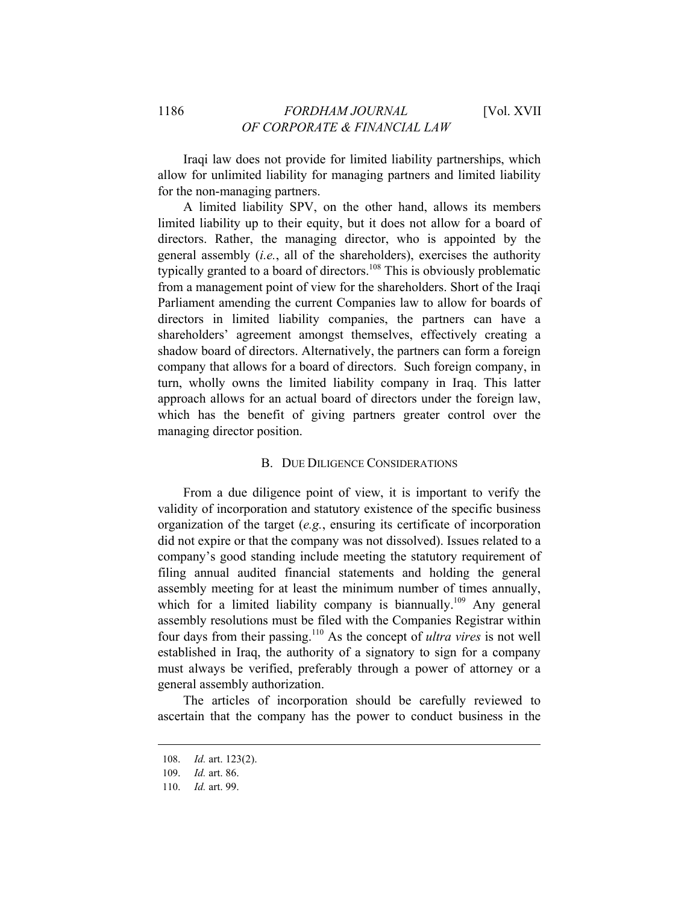Iraqi law does not provide for limited liability partnerships, which allow for unlimited liability for managing partners and limited liability for the non-managing partners.

A limited liability SPV, on the other hand, allows its members limited liability up to their equity, but it does not allow for a board of directors. Rather, the managing director, who is appointed by the general assembly (*i.e.*, all of the shareholders), exercises the authority typically granted to a board of directors.[108] This is obviously problematic from a management point of view for the shareholders. Short of the Iraqi Parliament amending the current Companies law to allow for boards of directors in limited liability companies, the partners can have a shareholders' agreement amongst themselves, effectively creating a shadow board of directors. Alternatively, the partners can form a foreign company that allows for a board of directors. Such foreign company, in turn, wholly owns the limited liability company in Iraq. This latter approach allows for an actual board of directors under the foreign law, which has the benefit of giving partners greater control over the managing director position.

### B. Due Diligence Considerations

From a due diligence point of view, it is important to verify the validity of incorporation and statutory existence of the specific business organization of the target (*e.g.*, ensuring its certificate of incorporation did not expire or that the company was not dissolved). Issues related to a company's good standing include meeting the statutory requirement of filing annual audited financial statements and holding the general assembly meeting for at least the minimum number of times annually, which for a limited liability company is biannually.[109] Any general assembly resolutions must be filed with the Companies Registrar within four days from their passing.[110] As the concept of *ultra vires* is not well established in Iraq, the authority of a signatory to sign for a company must always be verified, preferably through a power of attorney or a general assembly authorization.

The articles of incorporation should be carefully reviewed to ascertain that the company has the power to conduct business in the

---

108. *Id.* art. 123(2).

109. *Id.* art. 86.

110. *Id.* art. 99.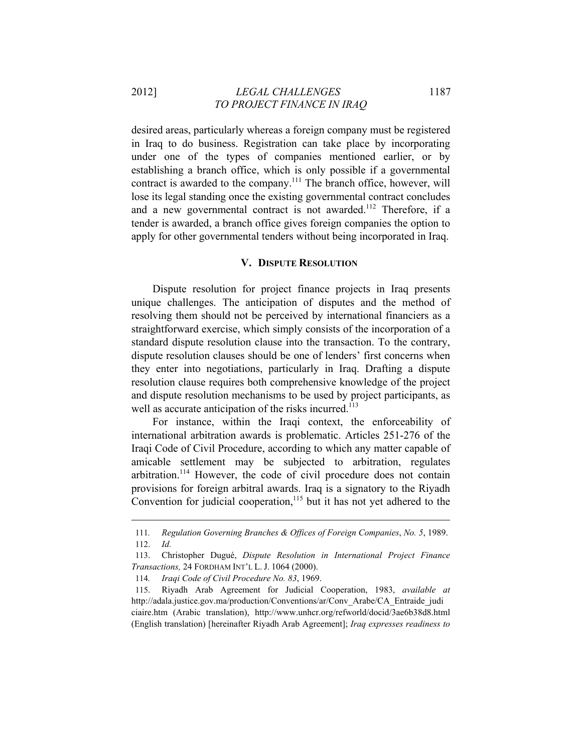desired areas, particularly whereas a foreign company must be registered in Iraq to do business. Registration can take place by incorporating under one of the types of companies mentioned earlier, or by establishing a branch office, which is only possible if a governmental contract is awarded to the company.[111] The branch office, however, will lose its legal standing once the existing governmental contract concludes and a new governmental contract is not awarded.[112] Therefore, if a tender is awarded, a branch office gives foreign companies the option to apply for other governmental tenders without being incorporated in Iraq.

## V. Dispute Resolution

Dispute resolution for project finance projects in Iraq presents unique challenges. The anticipation of disputes and the method of resolving them should not be perceived by international financiers as a straightforward exercise, which simply consists of the incorporation of a standard dispute resolution clause into the transaction. To the contrary, dispute resolution clauses should be one of lenders' first concerns when they enter into negotiations, particularly in Iraq. Drafting a dispute resolution clause requires both comprehensive knowledge of the project and dispute resolution mechanisms to be used by project participants, as well as accurate anticipation of the risks incurred.[113]

For instance, within the Iraqi context, the enforceability of international arbitration awards is problematic. Articles 251-276 of the Iraqi Code of Civil Procedure, according to which any matter capable of amicable settlement may be subjected to arbitration, regulates arbitration.[114] However, the code of civil procedure does not contain provisions for foreign arbitral awards. Iraq is a signatory to the Riyadh Convention for judicial cooperation,[115] but it has not yet adhered to the

---

111. *Regulation Governing Branches & Offices of Foreign Companies*, *No. 5*, 1989.

112. *Id.*

113. Christopher Dugué, *Dispute Resolution in International Project Finance Transactions,* 24 FORDHAM INT'L L. J. 1064 (2000).

114. *Iraqi Code of Civil Procedure No. 83*, 1969.

115. Riyadh Arab Agreement for Judicial Cooperation, 1983, *available at* http://adala.justice.gov.ma/production/Conventions/ar/Conv_Arabe/CA_Entraide_judiciaire.htm (Arabic translation), http://www.unhcr.org/refworld/docid/3ae6b38d8.html (English translation) [hereinafter Riyadh Arab Agreement]; *Iraq expresses readiness to*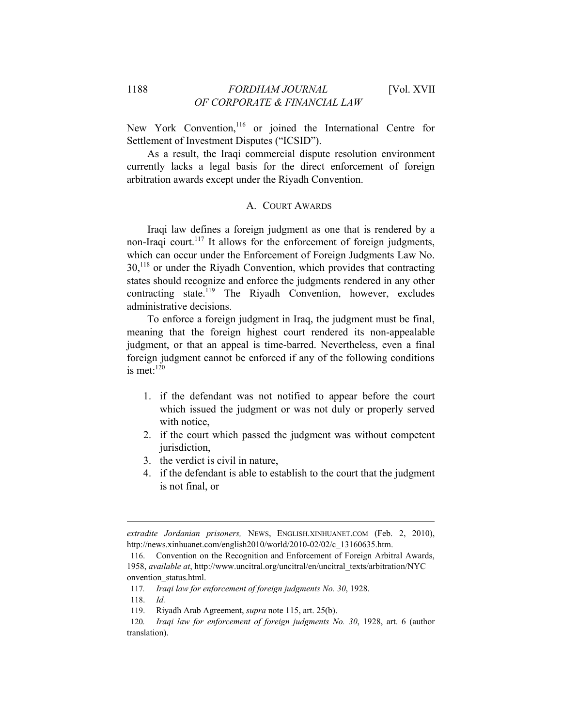New York Convention,[116] or joined the International Centre for Settlement of Investment Disputes ("ICSID").

As a result, the Iraqi commercial dispute resolution environment currently lacks a legal basis for the direct enforcement of foreign arbitration awards except under the Riyadh Convention.

### A. COURT AWARDS

Iraqi law defines a foreign judgment as one that is rendered by a non-Iraqi court.[117] It allows for the enforcement of foreign judgments, which can occur under the Enforcement of Foreign Judgments Law No. 30,[118] or under the Riyadh Convention, which provides that contracting states should recognize and enforce the judgments rendered in any other contracting state.[119] The Riyadh Convention, however, excludes administrative decisions.

To enforce a foreign judgment in Iraq, the judgment must be final, meaning that the foreign highest court rendered its non-appealable judgment, or that an appeal is time-barred. Nevertheless, even a final foreign judgment cannot be enforced if any of the following conditions is met:[120]

1. if the defendant was not notified to appear before the court which issued the judgment or was not duly or properly served with notice,
2. if the court which passed the judgment was without competent jurisdiction,
3. the verdict is civil in nature,
4. if the defendant is able to establish to the court that the judgment is not final, or

---

*extradite Jordanian prisoners,* NEWS, ENGLISH.XINHUANET.COM (Feb. 2, 2010), http://news.xinhuanet.com/english2010/world/2010-02/02/c_13160635.htm.

116. Convention on the Recognition and Enforcement of Foreign Arbitral Awards, 1958, *available at*, http://www.uncitral.org/uncitral/en/uncitral_texts/arbitration/NYConvention_status.html.

117. *Iraqi law for enforcement of foreign judgments No. 30*, 1928.

118. *Id.*

119. Riyadh Arab Agreement, *supra* note 115, art. 25(b).

120. *Iraqi law for enforcement of foreign judgments No. 30*, 1928, art. 6 (author translation).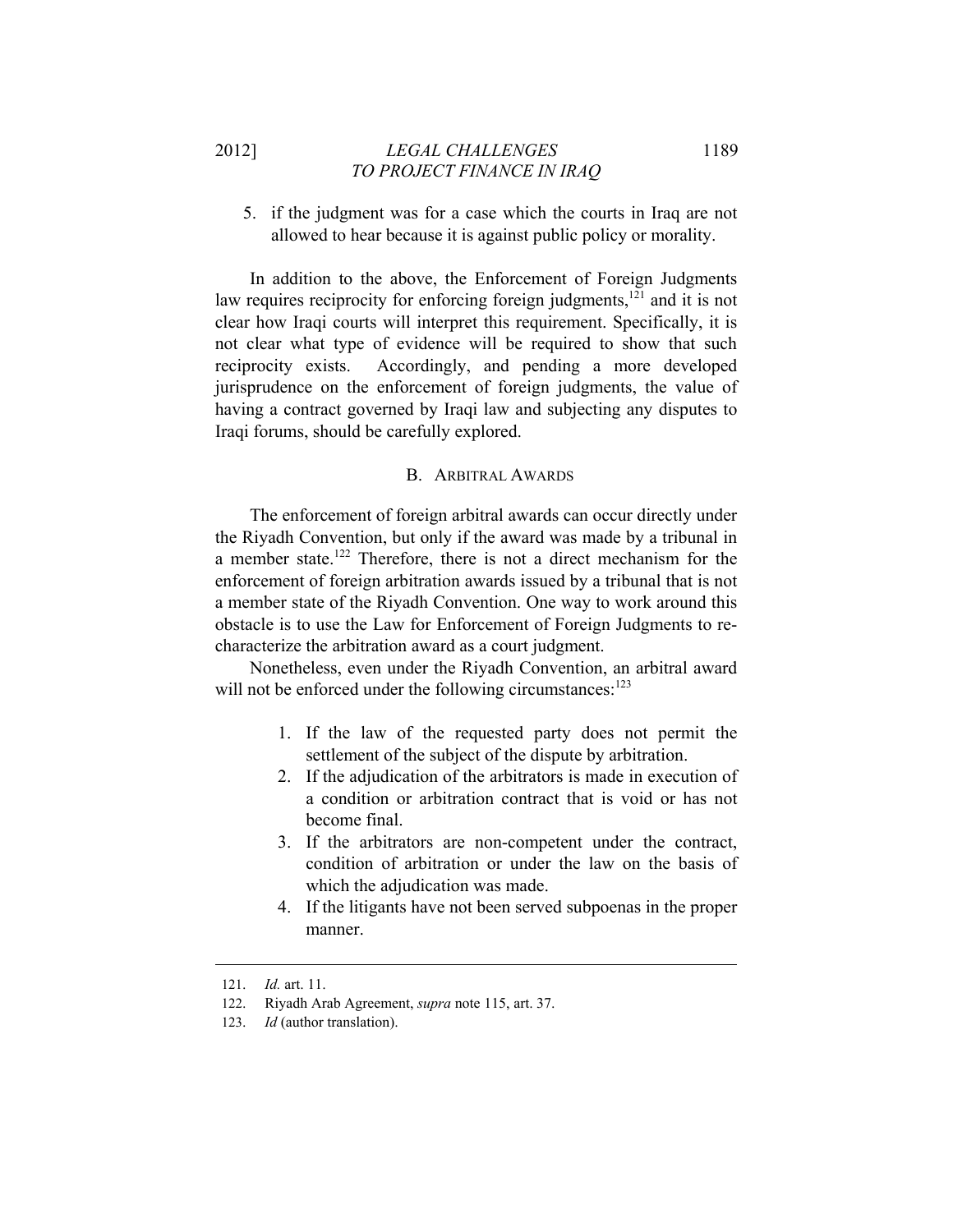5. if the judgment was for a case which the courts in Iraq are not allowed to hear because it is against public policy or morality.

In addition to the above, the Enforcement of Foreign Judgments law requires reciprocity for enforcing foreign judgments,[121] and it is not clear how Iraqi courts will interpret this requirement. Specifically, it is not clear what type of evidence will be required to show that such reciprocity exists. Accordingly, and pending a more developed jurisprudence on the enforcement of foreign judgments, the value of having a contract governed by Iraqi law and subjecting any disputes to Iraqi forums, should be carefully explored.

### B. Arbitral Awards

The enforcement of foreign arbitral awards can occur directly under the Riyadh Convention, but only if the award was made by a tribunal in a member state.[122] Therefore, there is not a direct mechanism for the enforcement of foreign arbitration awards issued by a tribunal that is not a member state of the Riyadh Convention. One way to work around this obstacle is to use the Law for Enforcement of Foreign Judgments to re-characterize the arbitration award as a court judgment.

Nonetheless, even under the Riyadh Convention, an arbitral award will not be enforced under the following circumstances:[123]

1. If the law of the requested party does not permit the settlement of the subject of the dispute by arbitration.
2. If the adjudication of the arbitrators is made in execution of a condition or arbitration contract that is void or has not become final.
3. If the arbitrators are non-competent under the contract, condition of arbitration or under the law on the basis of which the adjudication was made.
4. If the litigants have not been served subpoenas in the proper manner.

---

121. *Id.* art. 11.

122. Riyadh Arab Agreement, *supra* note 115, art. 37.

123. *Id* (author translation).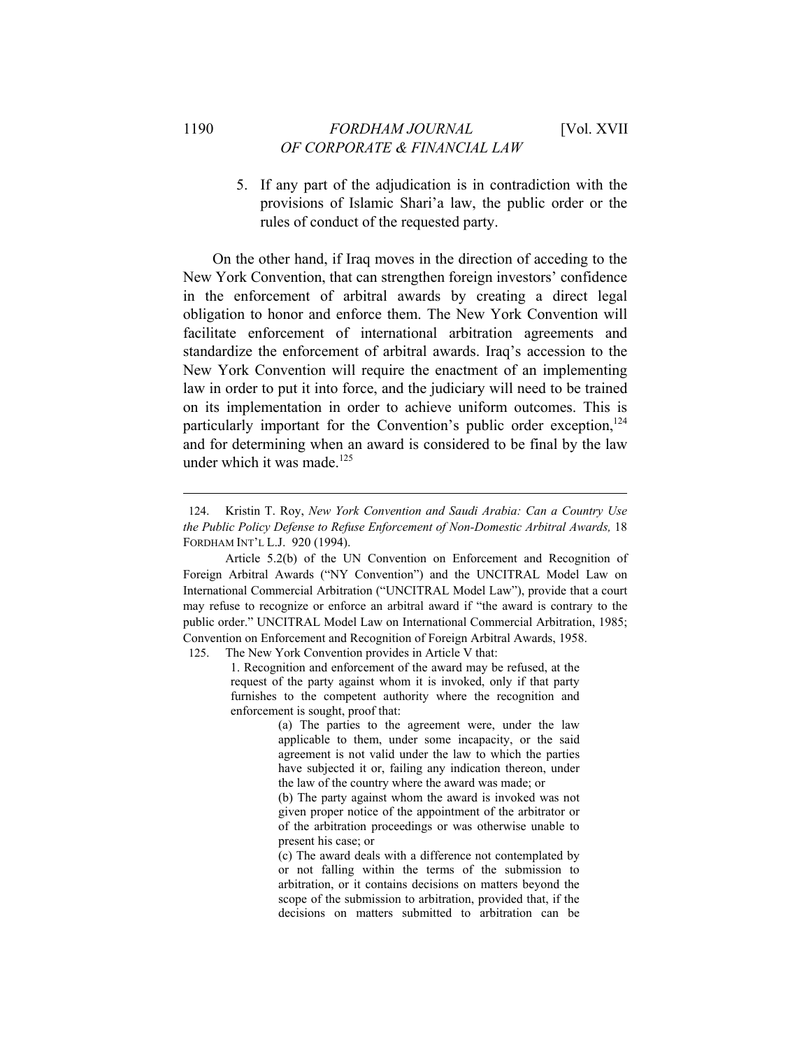5. If any part of the adjudication is in contradiction with the provisions of Islamic Shari'a law, the public order or the rules of conduct of the requested party.

On the other hand, if Iraq moves in the direction of acceding to the New York Convention, that can strengthen foreign investors' confidence in the enforcement of arbitral awards by creating a direct legal obligation to honor and enforce them. The New York Convention will facilitate enforcement of international arbitration agreements and standardize the enforcement of arbitral awards. Iraq's accession to the New York Convention will require the enactment of an implementing law in order to put it into force, and the judiciary will need to be trained on its implementation in order to achieve uniform outcomes. This is particularly important for the Convention's public order exception,[124] and for determining when an award is considered to be final by the law under which it was made.[125]

---

124. Kristin T. Roy, *New York Convention and Saudi Arabia: Can a Country Use the Public Policy Defense to Refuse Enforcement of Non-Domestic Arbitral Awards,* 18 FORDHAM INT'L L.J. 920 (1994).

Article 5.2(b) of the UN Convention on Enforcement and Recognition of Foreign Arbitral Awards ("NY Convention") and the UNCITRAL Model Law on International Commercial Arbitration ("UNCITRAL Model Law"), provide that a court may refuse to recognize or enforce an arbitral award if "the award is contrary to the public order." UNCITRAL Model Law on International Commercial Arbitration, 1985; Convention on Enforcement and Recognition of Foreign Arbitral Awards, 1958.

125. The New York Convention provides in Article V that:

> 1. Recognition and enforcement of the award may be refused, at the request of the party against whom it is invoked, only if that party furnishes to the competent authority where the recognition and enforcement is sought, proof that:
>
> > (a) The parties to the agreement were, under the law applicable to them, under some incapacity, or the said agreement is not valid under the law to which the parties have subjected it or, failing any indication thereon, under the law of the country where the award was made; or
> >
> > (b) The party against whom the award is invoked was not given proper notice of the appointment of the arbitrator or of the arbitration proceedings or was otherwise unable to present his case; or
> >
> > (c) The award deals with a difference not contemplated by or not falling within the terms of the submission to arbitration, or it contains decisions on matters beyond the scope of the submission to arbitration, provided that, if the decisions on matters submitted to arbitration can be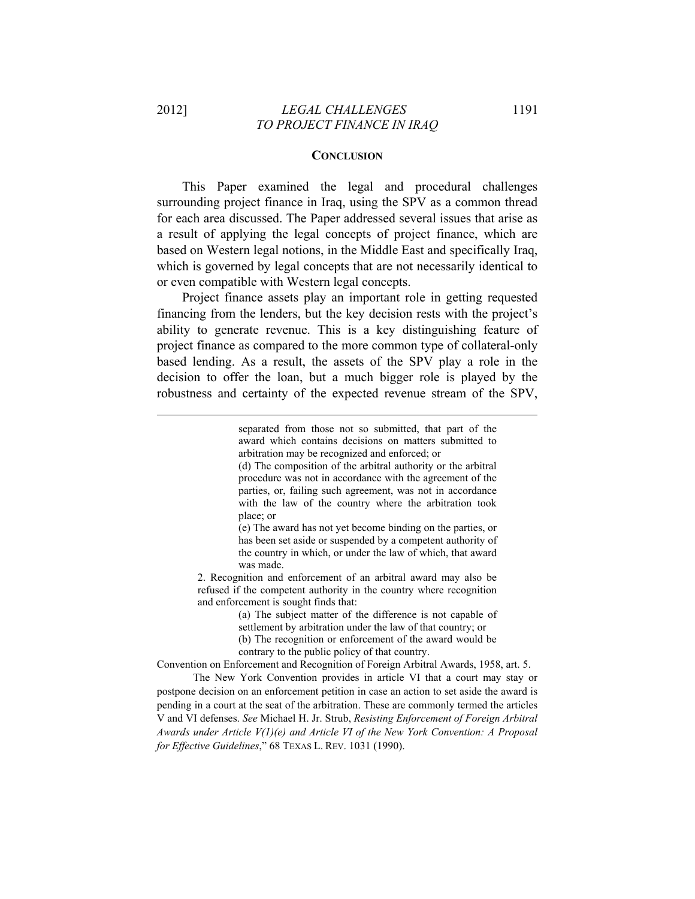## CONCLUSION

This Paper examined the legal and procedural challenges surrounding project finance in Iraq, using the SPV as a common thread for each area discussed. The Paper addressed several issues that arise as a result of applying the legal concepts of project finance, which are based on Western legal notions, in the Middle East and specifically Iraq, which is governed by legal concepts that are not necessarily identical to or even compatible with Western legal concepts.

Project finance assets play an important role in getting requested financing from the lenders, but the key decision rests with the project's ability to generate revenue. This is a key distinguishing feature of project finance as compared to the more common type of collateral-only based lending. As a result, the assets of the SPV play a role in the decision to offer the loan, but a much bigger role is played by the robustness and certainty of the expected revenue stream of the SPV,

---

> > separated from those not so submitted, that part of the award which contains decisions on matters submitted to arbitration may be recognized and enforced; or
> >
> > (d) The composition of the arbitral authority or the arbitral procedure was not in accordance with the agreement of the parties, or, failing such agreement, was not in accordance with the law of the country where the arbitration took place; or
> >
> > (e) The award has not yet become binding on the parties, or has been set aside or suspended by a competent authority of the country in which, or under the law of which, that award was made.
>
> 2. Recognition and enforcement of an arbitral award may also be refused if the competent authority in the country where recognition and enforcement is sought finds that:
>
> > (a) The subject matter of the difference is not capable of settlement by arbitration under the law of that country; or
> >
> > (b) The recognition or enforcement of the award would be contrary to the public policy of that country.

Convention on Enforcement and Recognition of Foreign Arbitral Awards, 1958, art. 5.

The New York Convention provides in article VI that a court may stay or postpone decision on an enforcement petition in case an action to set aside the award is pending in a court at the seat of the arbitration. These are commonly termed the articles V and VI defenses. *See* Michael H. Jr. Strub, *Resisting Enforcement of Foreign Arbitral Awards under Article V(1)(e) and Article VI of the New York Convention: A Proposal for Effective Guidelines*," 68 TEXAS L. REV. 1031 (1990).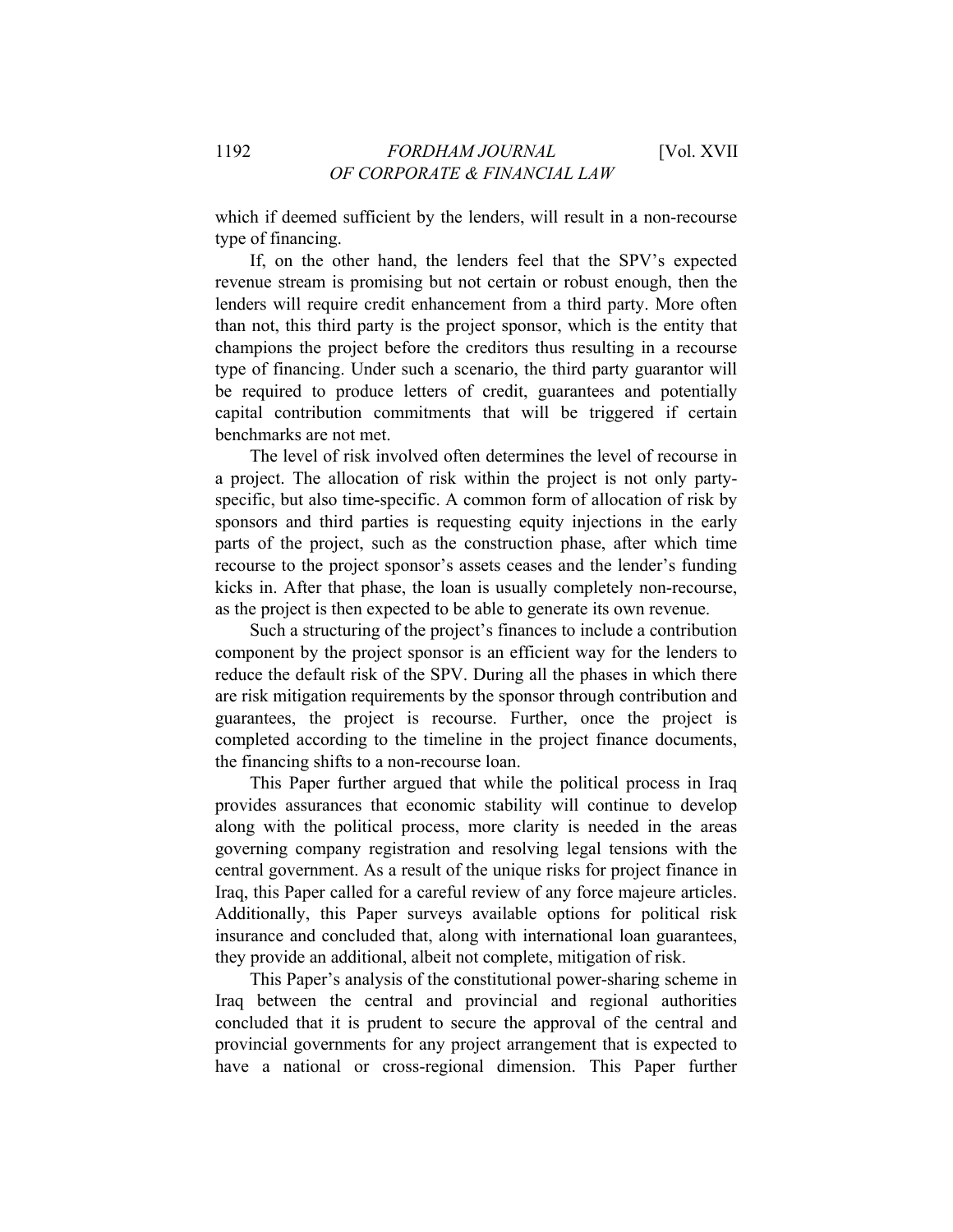which if deemed sufficient by the lenders, will result in a non-recourse type of financing.

If, on the other hand, the lenders feel that the SPV's expected revenue stream is promising but not certain or robust enough, then the lenders will require credit enhancement from a third party. More often than not, this third party is the project sponsor, which is the entity that champions the project before the creditors thus resulting in a recourse type of financing. Under such a scenario, the third party guarantor will be required to produce letters of credit, guarantees and potentially capital contribution commitments that will be triggered if certain benchmarks are not met.

The level of risk involved often determines the level of recourse in a project. The allocation of risk within the project is not only party-specific, but also time-specific. A common form of allocation of risk by sponsors and third parties is requesting equity injections in the early parts of the project, such as the construction phase, after which time recourse to the project sponsor's assets ceases and the lender's funding kicks in. After that phase, the loan is usually completely non-recourse, as the project is then expected to be able to generate its own revenue.

Such a structuring of the project's finances to include a contribution component by the project sponsor is an efficient way for the lenders to reduce the default risk of the SPV. During all the phases in which there are risk mitigation requirements by the sponsor through contribution and guarantees, the project is recourse. Further, once the project is completed according to the timeline in the project finance documents, the financing shifts to a non-recourse loan.

This Paper further argued that while the political process in Iraq provides assurances that economic stability will continue to develop along with the political process, more clarity is needed in the areas governing company registration and resolving legal tensions with the central government. As a result of the unique risks for project finance in Iraq, this Paper called for a careful review of any force majeure articles. Additionally, this Paper surveys available options for political risk insurance and concluded that, along with international loan guarantees, they provide an additional, albeit not complete, mitigation of risk.

This Paper's analysis of the constitutional power-sharing scheme in Iraq between the central and provincial and regional authorities concluded that it is prudent to secure the approval of the central and provincial governments for any project arrangement that is expected to have a national or cross-regional dimension. This Paper further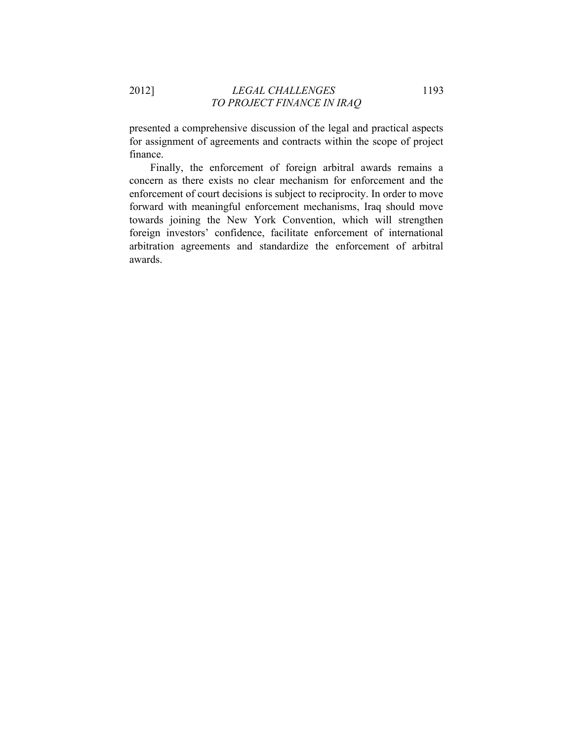presented a comprehensive discussion of the legal and practical aspects for assignment of agreements and contracts within the scope of project finance.

Finally, the enforcement of foreign arbitral awards remains a concern as there exists no clear mechanism for enforcement and the enforcement of court decisions is subject to reciprocity. In order to move forward with meaningful enforcement mechanisms, Iraq should move towards joining the New York Convention, which will strengthen foreign investors' confidence, facilitate enforcement of international arbitration agreements and standardize the enforcement of arbitral awards.